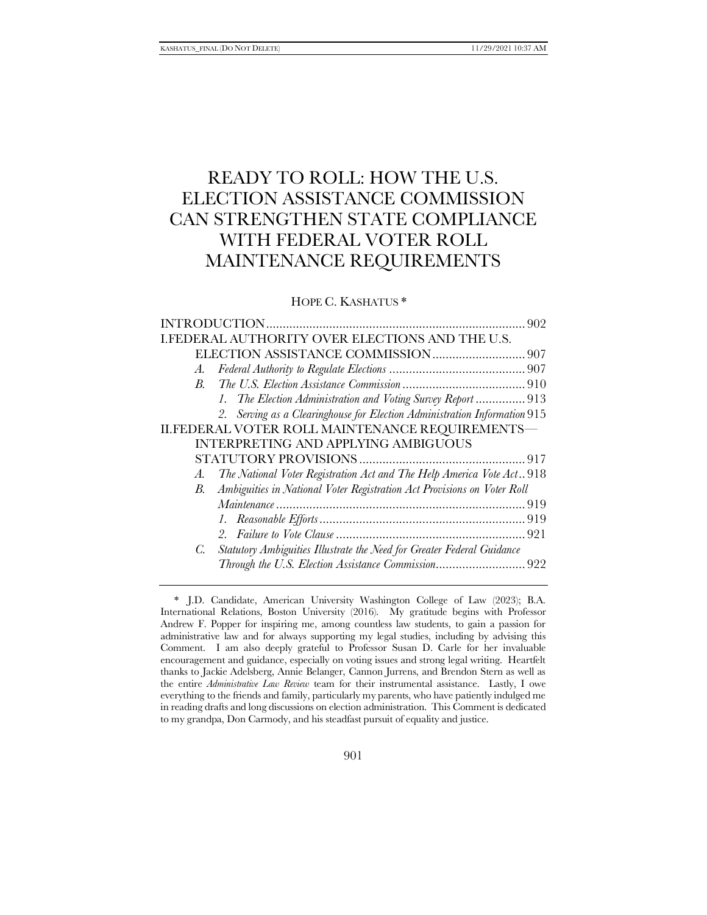# READY TO ROLL: HOW THE U.S. ELECTION ASSISTANCE COMMISSION CAN STRENGTHEN STATE COMPLIANCE WITH FEDERAL VOTER ROLL MAINTENANCE REQUIREMENTS

HOPE C. KASHATUS *

| | |
|---|---|
| INTRODUCTION | 902 |
| I. FEDERAL AUTHORITY OVER ELECTIONS AND THE U.S. ELECTION ASSISTANCE COMMISSION | 907 |
| *A. Federal Authority to Regulate Elections* | 907 |
| *B. The U.S. Election Assistance Commission* | 910 |
| *1. The Election Administration and Voting Survey Report* | 913 |
| *2. Serving as a Clearinghouse for Election Administration Information* | 915 |
| II. FEDERAL VOTER ROLL MAINTENANCE REQUIREMENTS—INTERPRETING AND APPLYING AMBIGUOUS STATUTORY PROVISIONS | 917 |
| *A. The National Voter Registration Act and The Help America Vote Act* | 918 |
| *B. Ambiguities in National Voter Registration Act Provisions on Voter Roll Maintenance* | 919 |
| *1. Reasonable Efforts* | 919 |
| *2. Failure to Vote Clause* | 921 |
| *C. Statutory Ambiguities Illustrate the Need for Greater Federal Guidance Through the U.S. Election Assistance Commission* | 922 |

\* J.D. Candidate, American University Washington College of Law (2023); B.A. International Relations, Boston University (2016). My gratitude begins with Professor Andrew F. Popper for inspiring me, among countless law students, to gain a passion for administrative law and for always supporting my legal studies, including by advising this Comment. I am also deeply grateful to Professor Susan D. Carle for her invaluable encouragement and guidance, especially on voting issues and strong legal writing. Heartfelt thanks to Jackie Adelsberg, Annie Belanger, Cannon Jurrens, and Brendon Stern as well as the entire *Administrative Law Review* team for their instrumental assistance. Lastly, I owe everything to the friends and family, particularly my parents, who have patiently indulged me in reading drafts and long discussions on election administration. This Comment is dedicated to my grandpa, Don Carmody, and his steadfast pursuit of equality and justice.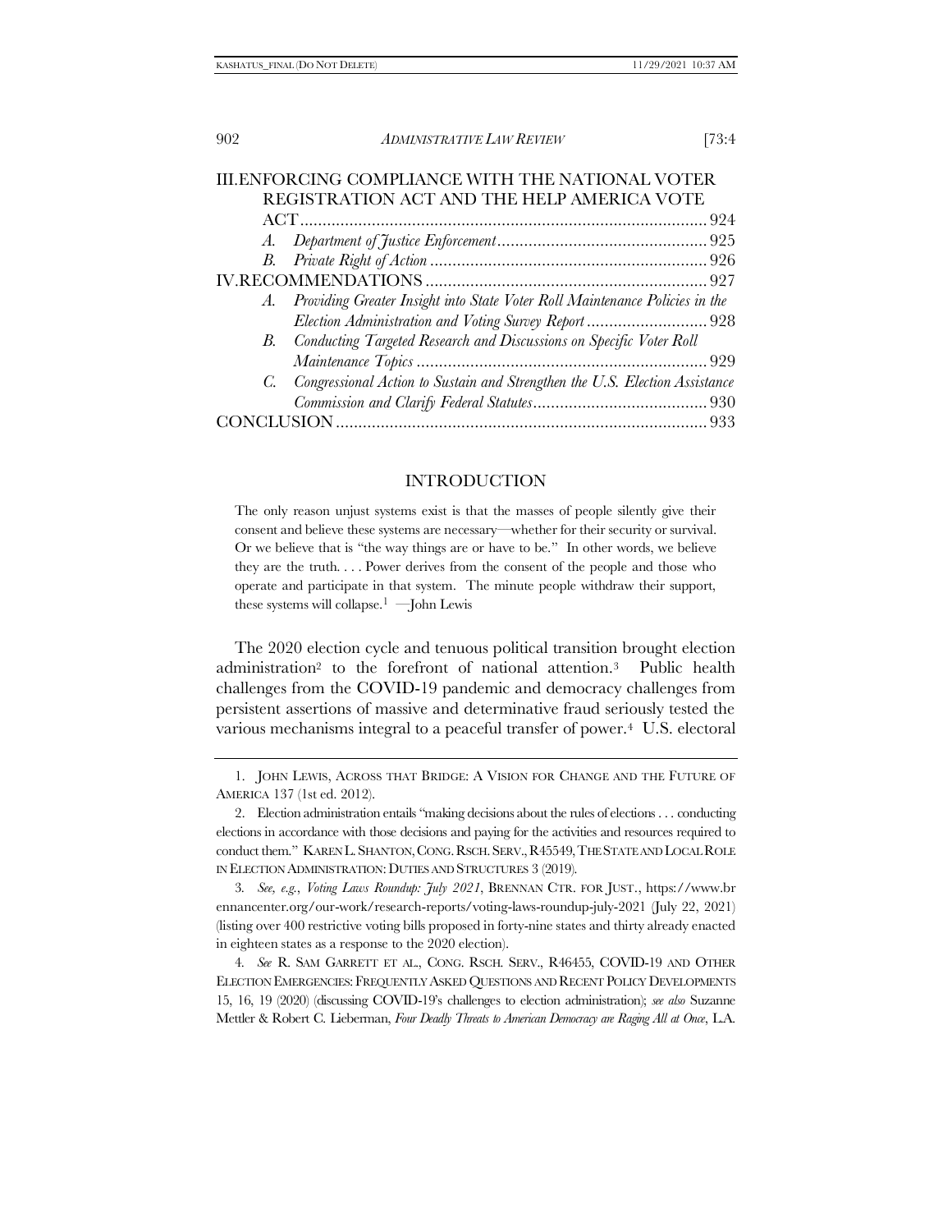III. ENFORCING COMPLIANCE WITH THE NATIONAL VOTER REGISTRATION ACT AND THE HELP AMERICA VOTE ACT ........ 924
- A. *Department of Justice Enforcement* ........ 925
- B. *Private Right of Action* ........ 926

IV. RECOMMENDATIONS ........ 927
- A. *Providing Greater Insight into State Voter Roll Maintenance Policies in the Election Administration and Voting Survey Report* ........ 928
- B. *Conducting Targeted Research and Discussions on Specific Voter Roll Maintenance Topics* ........ 929
- C. *Congressional Action to Sustain and Strengthen the U.S. Election Assistance Commission and Clarify Federal Statutes* ........ 930

CONCLUSION ........ 933

## INTRODUCTION

> The only reason unjust systems exist is that the masses of people silently give their consent and believe these systems are necessary—whether for their security or survival. Or we believe that is "the way things are or have to be." In other words, we believe they are the truth. . . . Power derives from the consent of the people and those who operate and participate in that system. The minute people withdraw their support, these systems will collapse.[1] —John Lewis

The 2020 election cycle and tenuous political transition brought election administration[2] to the forefront of national attention.[3] Public health challenges from the COVID-19 pandemic and democracy challenges from persistent assertions of massive and determinative fraud seriously tested the various mechanisms integral to a peaceful transfer of power.[4] U.S. electoral

---

1. JOHN LEWIS, ACROSS THAT BRIDGE: A VISION FOR CHANGE AND THE FUTURE OF AMERICA 137 (1st ed. 2012).

2. Election administration entails "making decisions about the rules of elections . . . conducting elections in accordance with those decisions and paying for the activities and resources required to conduct them." KAREN L. SHANTON, CONG. RSCH. SERV., R45549, THE STATE AND LOCAL ROLE IN ELECTION ADMINISTRATION: DUTIES AND STRUCTURES 3 (2019).

3. *See, e.g.*, *Voting Laws Roundup: July 2021*, BRENNAN CTR. FOR JUST., https://www.brennancenter.org/our-work/research-reports/voting-laws-roundup-july-2021 (July 22, 2021) (listing over 400 restrictive voting bills proposed in forty-nine states and thirty already enacted in eighteen states as a response to the 2020 election).

4. *See* R. SAM GARRETT ET AL., CONG. RSCH. SERV., R46455, COVID-19 AND OTHER ELECTION EMERGENCIES: FREQUENTLY ASKED QUESTIONS AND RECENT POLICY DEVELOPMENTS 15, 16, 19 (2020) (discussing COVID-19's challenges to election administration); *see also* Suzanne Mettler & Robert C. Lieberman, *Four Deadly Threats to American Democracy are Raging All at Once*, L.A.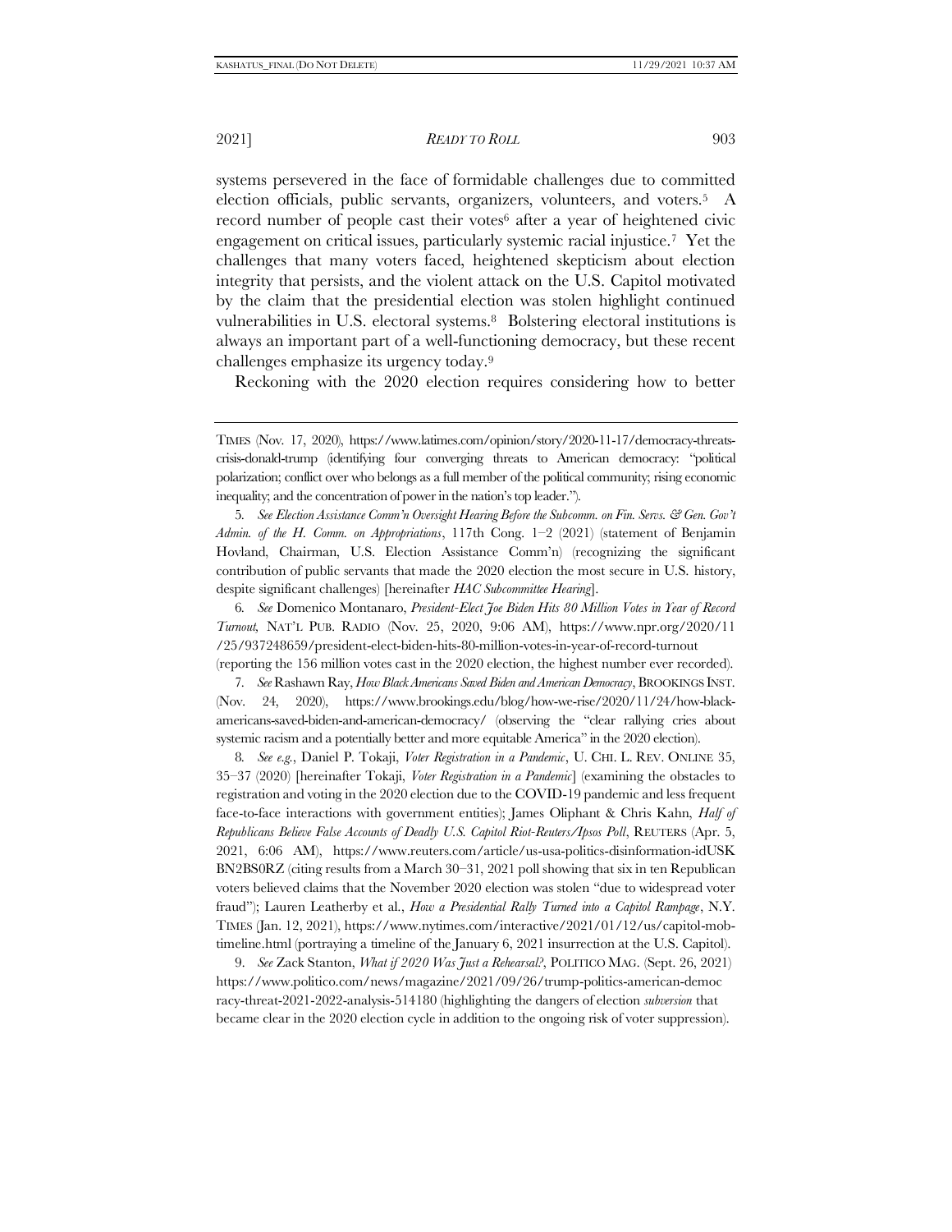systems persevered in the face of formidable challenges due to committed election officials, public servants, organizers, volunteers, and voters.[5] A record number of people cast their votes[6] after a year of heightened civic engagement on critical issues, particularly systemic racial injustice.[7] Yet the challenges that many voters faced, heightened skepticism about election integrity that persists, and the violent attack on the U.S. Capitol motivated by the claim that the presidential election was stolen highlight continued vulnerabilities in U.S. electoral systems.[8] Bolstering electoral institutions is always an important part of a well-functioning democracy, but these recent challenges emphasize its urgency today.[9]

Reckoning with the 2020 election requires considering how to better

---

TIMES (Nov. 17, 2020), https://www.latimes.com/opinion/story/2020-11-17/democracy-threats-crisis-donald-trump (identifying four converging threats to American democracy: "political polarization; conflict over who belongs as a full member of the political community; rising economic inequality; and the concentration of power in the nation's top leader.").

5. *See Election Assistance Comm'n Oversight Hearing Before the Subcomm. on Fin. Servs. & Gen. Gov't Admin. of the H. Comm. on Appropriations*, 117th Cong. 1–2 (2021) (statement of Benjamin Hovland, Chairman, U.S. Election Assistance Comm'n) (recognizing the significant contribution of public servants that made the 2020 election the most secure in U.S. history, despite significant challenges) [hereinafter *HAC Subcommittee Hearing*].

6. *See* Domenico Montanaro, *President-Elect Joe Biden Hits 80 Million Votes in Year of Record Turnout*, NAT'L PUB. RADIO (Nov. 25, 2020, 9:06 AM), https://www.npr.org/2020/11/25/937248659/president-elect-biden-hits-80-million-votes-in-year-of-record-turnout (reporting the 156 million votes cast in the 2020 election, the highest number ever recorded).

7. *See* Rashawn Ray, *How Black Americans Saved Biden and American Democracy*, BROOKINGS INST. (Nov. 24, 2020), https://www.brookings.edu/blog/how-we-rise/2020/11/24/how-black-americans-saved-biden-and-american-democracy/ (observing the "clear rallying cries about systemic racism and a potentially better and more equitable America" in the 2020 election).

8. *See e.g.*, Daniel P. Tokaji, *Voter Registration in a Pandemic*, U. CHI. L. REV. ONLINE 35, 35–37 (2020) [hereinafter Tokaji, *Voter Registration in a Pandemic*] (examining the obstacles to registration and voting in the 2020 election due to the COVID-19 pandemic and less frequent face-to-face interactions with government entities); James Oliphant & Chris Kahn, *Half of Republicans Believe False Accounts of Deadly U.S. Capitol Riot-Reuters/Ipsos Poll*, REUTERS (Apr. 5, 2021, 6:06 AM), https://www.reuters.com/article/us-usa-politics-disinformation-idUSKBN2BS0RZ (citing results from a March 30–31, 2021 poll showing that six in ten Republican voters believed claims that the November 2020 election was stolen "due to widespread voter fraud"); Lauren Leatherby et al., *How a Presidential Rally Turned into a Capitol Rampage*, N.Y. TIMES (Jan. 12, 2021), https://www.nytimes.com/interactive/2021/01/12/us/capitol-mob-timeline.html (portraying a timeline of the January 6, 2021 insurrection at the U.S. Capitol).

9. *See* Zack Stanton, *What if 2020 Was Just a Rehearsal?*, POLITICO MAG. (Sept. 26, 2021) https://www.politico.com/news/magazine/2021/09/26/trump-politics-american-democracy-threat-2021-2022-analysis-514180 (highlighting the dangers of election *subversion* that became clear in the 2020 election cycle in addition to the ongoing risk of voter suppression).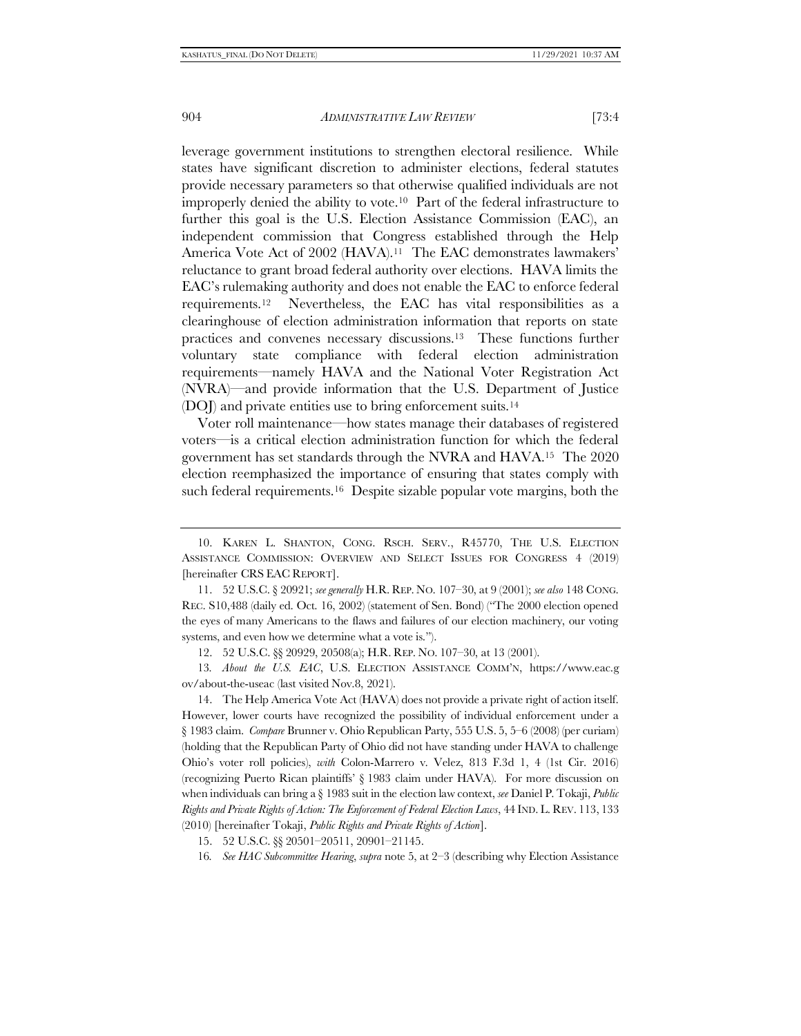leverage government institutions to strengthen electoral resilience. While states have significant discretion to administer elections, federal statutes provide necessary parameters so that otherwise qualified individuals are not improperly denied the ability to vote.[10] Part of the federal infrastructure to further this goal is the U.S. Election Assistance Commission (EAC), an independent commission that Congress established through the Help America Vote Act of 2002 (HAVA).[11] The EAC demonstrates lawmakers' reluctance to grant broad federal authority over elections. HAVA limits the EAC's rulemaking authority and does not enable the EAC to enforce federal requirements.[12] Nevertheless, the EAC has vital responsibilities as a clearinghouse of election administration information that reports on state practices and convenes necessary discussions.[13] These functions further voluntary state compliance with federal election administration requirements—namely HAVA and the National Voter Registration Act (NVRA)—and provide information that the U.S. Department of Justice (DOJ) and private entities use to bring enforcement suits.[14]

Voter roll maintenance—how states manage their databases of registered voters—is a critical election administration function for which the federal government has set standards through the NVRA and HAVA.[15] The 2020 election reemphasized the importance of ensuring that states comply with such federal requirements.[16] Despite sizable popular vote margins, both the

---

10. KAREN L. SHANTON, CONG. RSCH. SERV., R45770, THE U.S. ELECTION ASSISTANCE COMMISSION: OVERVIEW AND SELECT ISSUES FOR CONGRESS 4 (2019) [hereinafter CRS EAC REPORT].

11. 52 U.S.C. § 20921; *see generally* H.R. REP. NO. 107–30, at 9 (2001); *see also* 148 CONG. REC. S10,488 (daily ed. Oct. 16, 2002) (statement of Sen. Bond) ("The 2000 election opened the eyes of many Americans to the flaws and failures of our election machinery, our voting systems, and even how we determine what a vote is.").

12. 52 U.S.C. §§ 20929, 20508(a); H.R. REP. NO. 107–30, at 13 (2001).

13. *About the U.S. EAC*, U.S. ELECTION ASSISTANCE COMM'N, https://www.eac.gov/about-the-useac (last visited Nov.8, 2021).

14. The Help America Vote Act (HAVA) does not provide a private right of action itself. However, lower courts have recognized the possibility of individual enforcement under a § 1983 claim. *Compare* Brunner v. Ohio Republican Party, 555 U.S. 5, 5–6 (2008) (per curiam) (holding that the Republican Party of Ohio did not have standing under HAVA to challenge Ohio's voter roll policies), *with* Colon-Marrero v. Velez, 813 F.3d 1, 4 (1st Cir. 2016) (recognizing Puerto Rican plaintiffs' § 1983 claim under HAVA). For more discussion on when individuals can bring a § 1983 suit in the election law context, *see* Daniel P. Tokaji, *Public Rights and Private Rights of Action: The Enforcement of Federal Election Laws*, 44 IND. L. REV. 113, 133 (2010) [hereinafter Tokaji, *Public Rights and Private Rights of Action*].

15. 52 U.S.C. §§ 20501–20511, 20901–21145.

16. *See HAC Subcommittee Hearing*, *supra* note 5, at 2–3 (describing why Election Assistance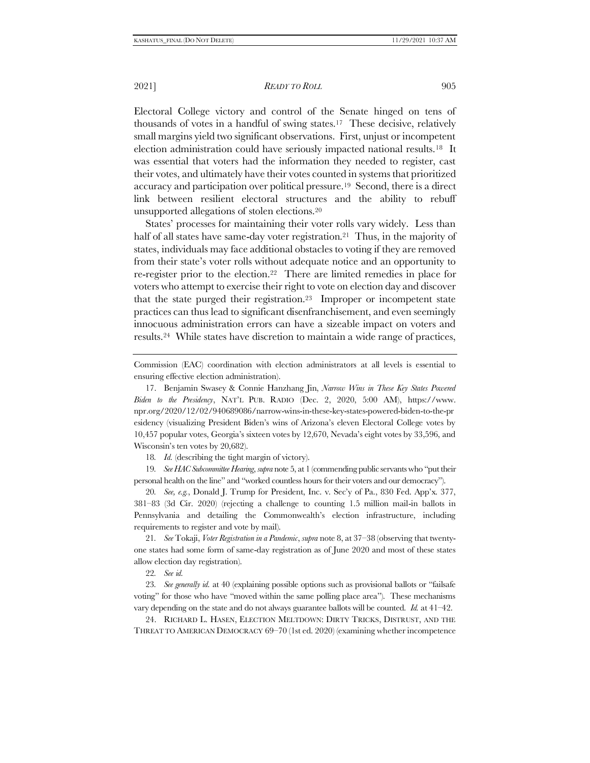Electoral College victory and control of the Senate hinged on tens of thousands of votes in a handful of swing states.[17] These decisive, relatively small margins yield two significant observations. First, unjust or incompetent election administration could have seriously impacted national results.[18] It was essential that voters had the information they needed to register, cast their votes, and ultimately have their votes counted in systems that prioritized accuracy and participation over political pressure.[19] Second, there is a direct link between resilient electoral structures and the ability to rebuff unsupported allegations of stolen elections.[20]

States' processes for maintaining their voter rolls vary widely. Less than half of all states have same-day voter registration.[21] Thus, in the majority of states, individuals may face additional obstacles to voting if they are removed from their state's voter rolls without adequate notice and an opportunity to re-register prior to the election.[22] There are limited remedies in place for voters who attempt to exercise their right to vote on election day and discover that the state purged their registration.[23] Improper or incompetent state practices can thus lead to significant disenfranchisement, and even seemingly innocuous administration errors can have a sizeable impact on voters and results.[24] While states have discretion to maintain a wide range of practices,

---

Commission (EAC) coordination with election administrators at all levels is essential to ensuring effective election administration).

17. Benjamin Swasey & Connie Hanzhang Jin, *Narrow Wins in These Key States Powered Biden to the Presidency*, NAT'L PUB. RADIO (Dec. 2, 2020, 5:00 AM), https://www.npr.org/2020/12/02/940689086/narrow-wins-in-these-key-states-powered-biden-to-the-presidency (visualizing President Biden's wins of Arizona's eleven Electoral College votes by 10,457 popular votes, Georgia's sixteen votes by 12,670, Nevada's eight votes by 33,596, and Wisconsin's ten votes by 20,682).

18. *Id.* (describing the tight margin of victory).

19. *See HAC Subcommittee Hearing*, *supra* note 5, at 1 (commending public servants who "put their personal health on the line" and "worked countless hours for their voters and our democracy").

20. *See, e.g.*, Donald J. Trump for President, Inc. v. Sec'y of Pa., 830 Fed. App'x. 377, 381–83 (3d Cir. 2020) (rejecting a challenge to counting 1.5 million mail-in ballots in Pennsylvania and detailing the Commonwealth's election infrastructure, including requirements to register and vote by mail).

21. *See* Tokaji, *Voter Registration in a Pandemic*, *supra* note 8, at 37–38 (observing that twenty-one states had some form of same-day registration as of June 2020 and most of these states allow election day registration).

22. *See id.*

23. *See generally id.* at 40 (explaining possible options such as provisional ballots or "failsafe voting" for those who have "moved within the same polling place area"). These mechanisms vary depending on the state and do not always guarantee ballots will be counted. *Id.* at 41–42.

24. RICHARD L. HASEN, ELECTION MELTDOWN: DIRTY TRICKS, DISTRUST, AND THE THREAT TO AMERICAN DEMOCRACY 69–70 (1st ed. 2020) (examining whether incompetence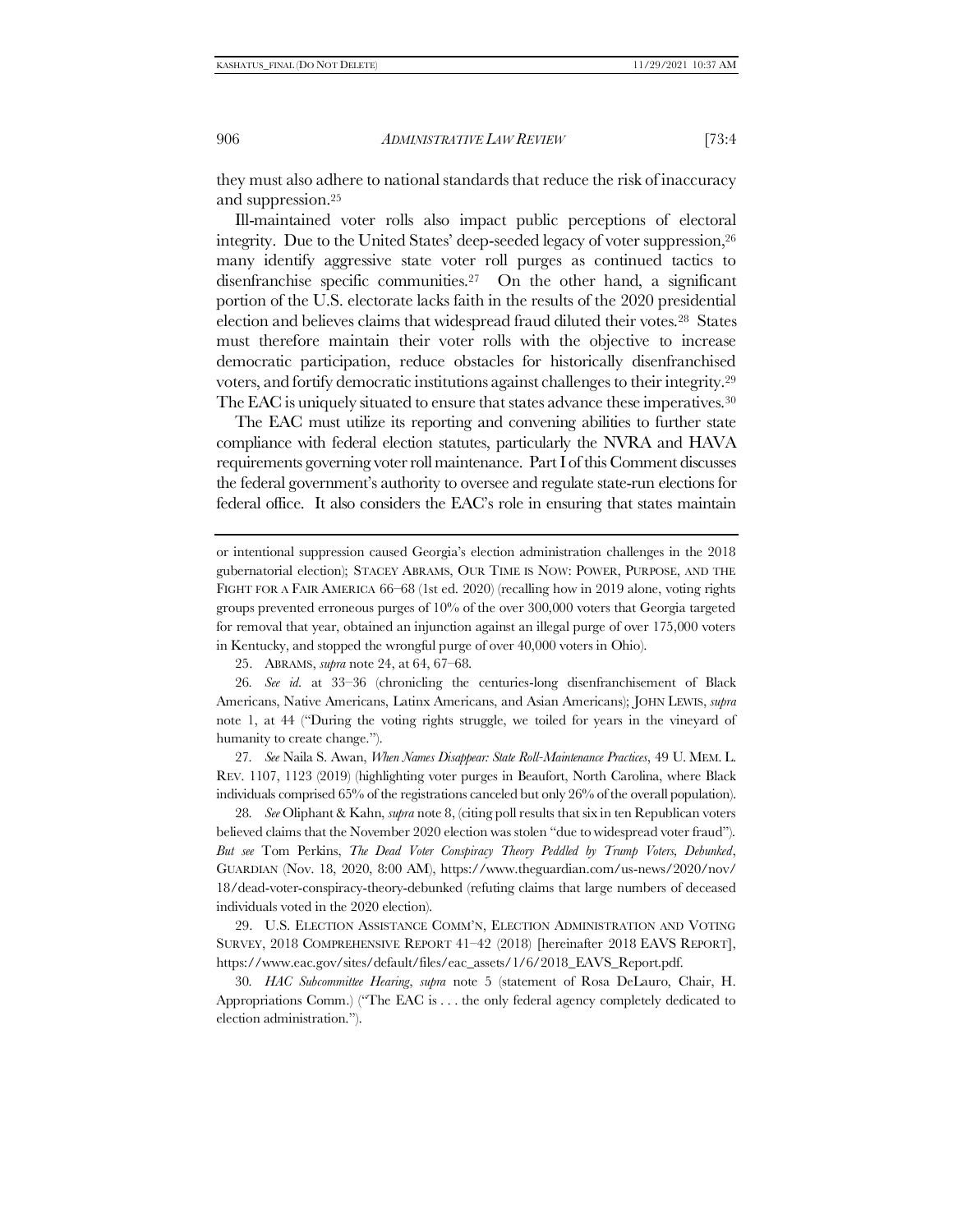they must also adhere to national standards that reduce the risk of inaccuracy and suppression.[25]

Ill-maintained voter rolls also impact public perceptions of electoral integrity. Due to the United States' deep-seeded legacy of voter suppression,[26] many identify aggressive state voter roll purges as continued tactics to disenfranchise specific communities.[27] On the other hand, a significant portion of the U.S. electorate lacks faith in the results of the 2020 presidential election and believes claims that widespread fraud diluted their votes.[28] States must therefore maintain their voter rolls with the objective to increase democratic participation, reduce obstacles for historically disenfranchised voters, and fortify democratic institutions against challenges to their integrity.[29] The EAC is uniquely situated to ensure that states advance these imperatives.[30]

The EAC must utilize its reporting and convening abilities to further state compliance with federal election statutes, particularly the NVRA and HAVA requirements governing voter roll maintenance. Part I of this Comment discusses the federal government's authority to oversee and regulate state-run elections for federal office. It also considers the EAC's role in ensuring that states maintain

---

or intentional suppression caused Georgia's election administration challenges in the 2018 gubernatorial election); STACEY ABRAMS, OUR TIME IS NOW: POWER, PURPOSE, AND THE FIGHT FOR A FAIR AMERICA 66–68 (1st ed. 2020) (recalling how in 2019 alone, voting rights groups prevented erroneous purges of 10% of the over 300,000 voters that Georgia targeted for removal that year, obtained an injunction against an illegal purge of over 175,000 voters in Kentucky, and stopped the wrongful purge of over 40,000 voters in Ohio).

25. ABRAMS, *supra* note 24, at 64, 67–68.

26. *See id.* at 33–36 (chronicling the centuries-long disenfranchisement of Black Americans, Native Americans, Latinx Americans, and Asian Americans); JOHN LEWIS, *supra* note 1, at 44 ("During the voting rights struggle, we toiled for years in the vineyard of humanity to create change.").

27. *See* Naila S. Awan, *When Names Disappear: State Roll-Maintenance Practices*, 49 U. MEM. L. REV. 1107, 1123 (2019) (highlighting voter purges in Beaufort, North Carolina, where Black individuals comprised 65% of the registrations canceled but only 26% of the overall population).

28. *See* Oliphant & Kahn, *supra* note 8, (citing poll results that six in ten Republican voters believed claims that the November 2020 election was stolen "due to widespread voter fraud"). *But see* Tom Perkins, *The Dead Voter Conspiracy Theory Peddled by Trump Voters, Debunked*, GUARDIAN (Nov. 18, 2020, 8:00 AM), https://www.theguardian.com/us-news/2020/nov/18/dead-voter-conspiracy-theory-debunked (refuting claims that large numbers of deceased individuals voted in the 2020 election).

29. U.S. ELECTION ASSISTANCE COMM'N, ELECTION ADMINISTRATION AND VOTING SURVEY, 2018 COMPREHENSIVE REPORT 41–42 (2018) [hereinafter 2018 EAVS REPORT], https://www.eac.gov/sites/default/files/eac_assets/1/6/2018_EAVS_Report.pdf.

30. *HAC Subcommittee Hearing*, *supra* note 5 (statement of Rosa DeLauro, Chair, H. Appropriations Comm.) ("The EAC is . . . the only federal agency completely dedicated to election administration.").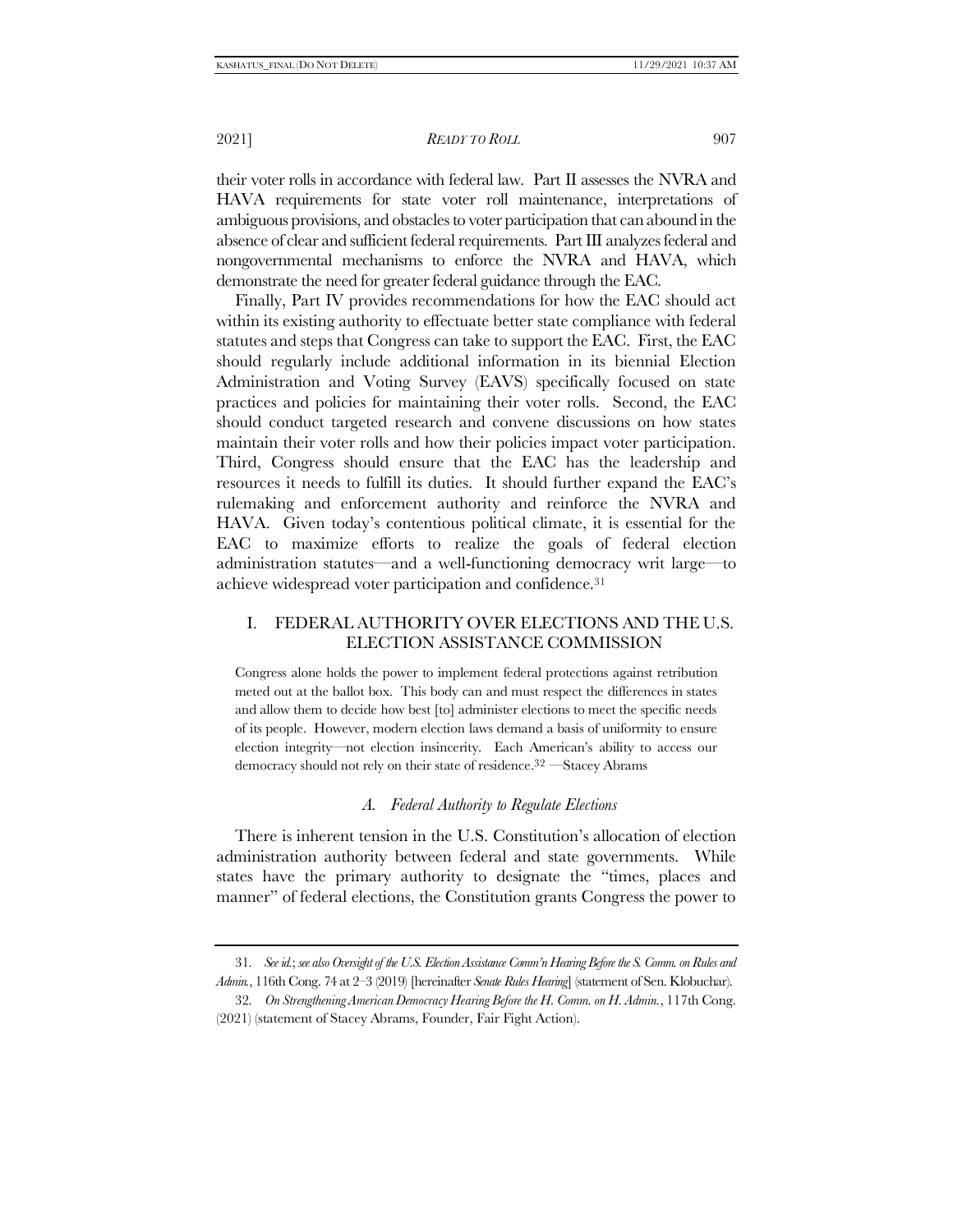their voter rolls in accordance with federal law. Part II assesses the NVRA and HAVA requirements for state voter roll maintenance, interpretations of ambiguous provisions, and obstacles to voter participation that can abound in the absence of clear and sufficient federal requirements. Part III analyzes federal and nongovernmental mechanisms to enforce the NVRA and HAVA, which demonstrate the need for greater federal guidance through the EAC.

Finally, Part IV provides recommendations for how the EAC should act within its existing authority to effectuate better state compliance with federal statutes and steps that Congress can take to support the EAC. First, the EAC should regularly include additional information in its biennial Election Administration and Voting Survey (EAVS) specifically focused on state practices and policies for maintaining their voter rolls. Second, the EAC should conduct targeted research and convene discussions on how states maintain their voter rolls and how their policies impact voter participation. Third, Congress should ensure that the EAC has the leadership and resources it needs to fulfill its duties. It should further expand the EAC's rulemaking and enforcement authority and reinforce the NVRA and HAVA. Given today's contentious political climate, it is essential for the EAC to maximize efforts to realize the goals of federal election administration statutes—and a well-functioning democracy writ large—to achieve widespread voter participation and confidence.[31]

## I. FEDERAL AUTHORITY OVER ELECTIONS AND THE U.S. ELECTION ASSISTANCE COMMISSION

> Congress alone holds the power to implement federal protections against retribution meted out at the ballot box. This body can and must respect the differences in states and allow them to decide how best [to] administer elections to meet the specific needs of its people. However, modern election laws demand a basis of uniformity to ensure election integrity—not election insincerity. Each American's ability to access our democracy should not rely on their state of residence.[32] —Stacey Abrams

### *A. Federal Authority to Regulate Elections*

There is inherent tension in the U.S. Constitution's allocation of election administration authority between federal and state governments. While states have the primary authority to designate the "times, places and manner" of federal elections, the Constitution grants Congress the power to

---

31. *See id.*; *see also Oversight of the U.S. Election Assistance Comm'n Hearing Before the S. Comm. on Rules and Admin.*, 116th Cong. 74 at 2–3 (2019) [hereinafter *Senate Rules Hearing*] (statement of Sen. Klobuchar).

32. *On Strengthening American Democracy Hearing Before the H. Comm. on H. Admin.*, 117th Cong. (2021) (statement of Stacey Abrams, Founder, Fair Fight Action).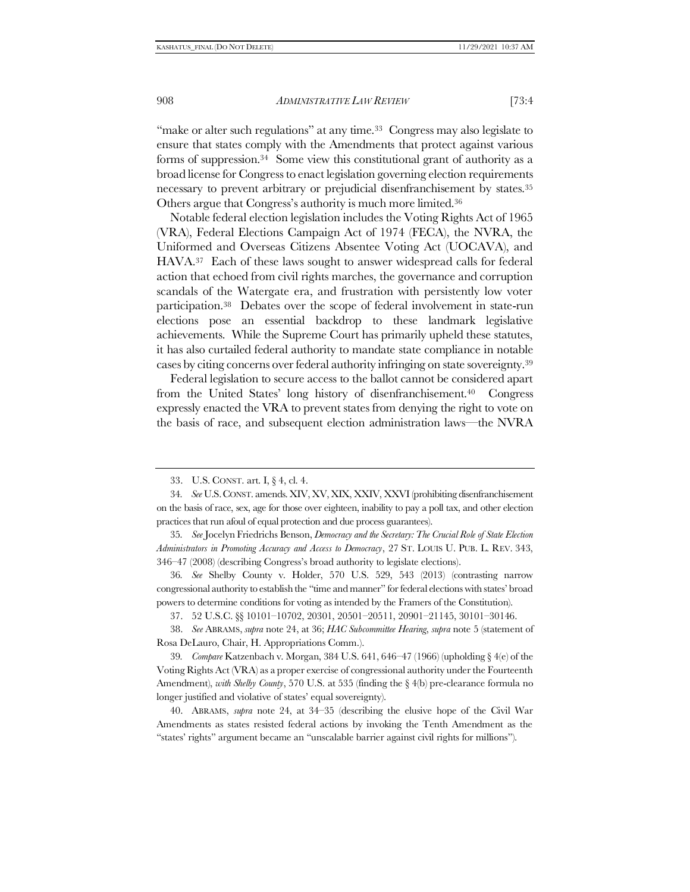"make or alter such regulations" at any time.[33] Congress may also legislate to ensure that states comply with the Amendments that protect against various forms of suppression.[34] Some view this constitutional grant of authority as a broad license for Congress to enact legislation governing election requirements necessary to prevent arbitrary or prejudicial disenfranchisement by states.[35] Others argue that Congress's authority is much more limited.[36]

Notable federal election legislation includes the Voting Rights Act of 1965 (VRA), Federal Elections Campaign Act of 1974 (FECA), the NVRA, the Uniformed and Overseas Citizens Absentee Voting Act (UOCAVA), and HAVA.[37] Each of these laws sought to answer widespread calls for federal action that echoed from civil rights marches, the governance and corruption scandals of the Watergate era, and frustration with persistently low voter participation.[38] Debates over the scope of federal involvement in state-run elections pose an essential backdrop to these landmark legislative achievements. While the Supreme Court has primarily upheld these statutes, it has also curtailed federal authority to mandate state compliance in notable cases by citing concerns over federal authority infringing on state sovereignty.[39]

Federal legislation to secure access to the ballot cannot be considered apart from the United States' long history of disenfranchisement.[40] Congress expressly enacted the VRA to prevent states from denying the right to vote on the basis of race, and subsequent election administration laws—the NVRA

---

33. U.S. CONST. art. I, § 4, cl. 4.

34. *See* U.S. CONST. amends. XIV, XV, XIX, XXIV, XXVI (prohibiting disenfranchisement on the basis of race, sex, age for those over eighteen, inability to pay a poll tax, and other election practices that run afoul of equal protection and due process guarantees).

35. *See* Jocelyn Friedrichs Benson, *Democracy and the Secretary: The Crucial Role of State Election Administrators in Promoting Accuracy and Access to Democracy*, 27 ST. LOUIS U. PUB. L. REV. 343, 346–47 (2008) (describing Congress's broad authority to legislate elections).

36. *See* Shelby County v. Holder, 570 U.S. 529, 543 (2013) (contrasting narrow congressional authority to establish the "time and manner" for federal elections with states' broad powers to determine conditions for voting as intended by the Framers of the Constitution).

37. 52 U.S.C. §§ 10101–10702, 20301, 20501–20511, 20901–21145, 30101–30146.

38. *See* ABRAMS, *supra* note 24, at 36; *HAC Subcommittee Hearing*, *supra* note 5 (statement of Rosa DeLauro, Chair, H. Appropriations Comm.).

39. *Compare* Katzenbach v. Morgan, 384 U.S. 641, 646–47 (1966) (upholding § 4(e) of the Voting Rights Act (VRA) as a proper exercise of congressional authority under the Fourteenth Amendment), *with Shelby County*, 570 U.S. at 535 (finding the § 4(b) pre-clearance formula no longer justified and violative of states' equal sovereignty).

40. ABRAMS, *supra* note 24, at 34–35 (describing the elusive hope of the Civil War Amendments as states resisted federal actions by invoking the Tenth Amendment as the "states' rights" argument became an "unscalable barrier against civil rights for millions").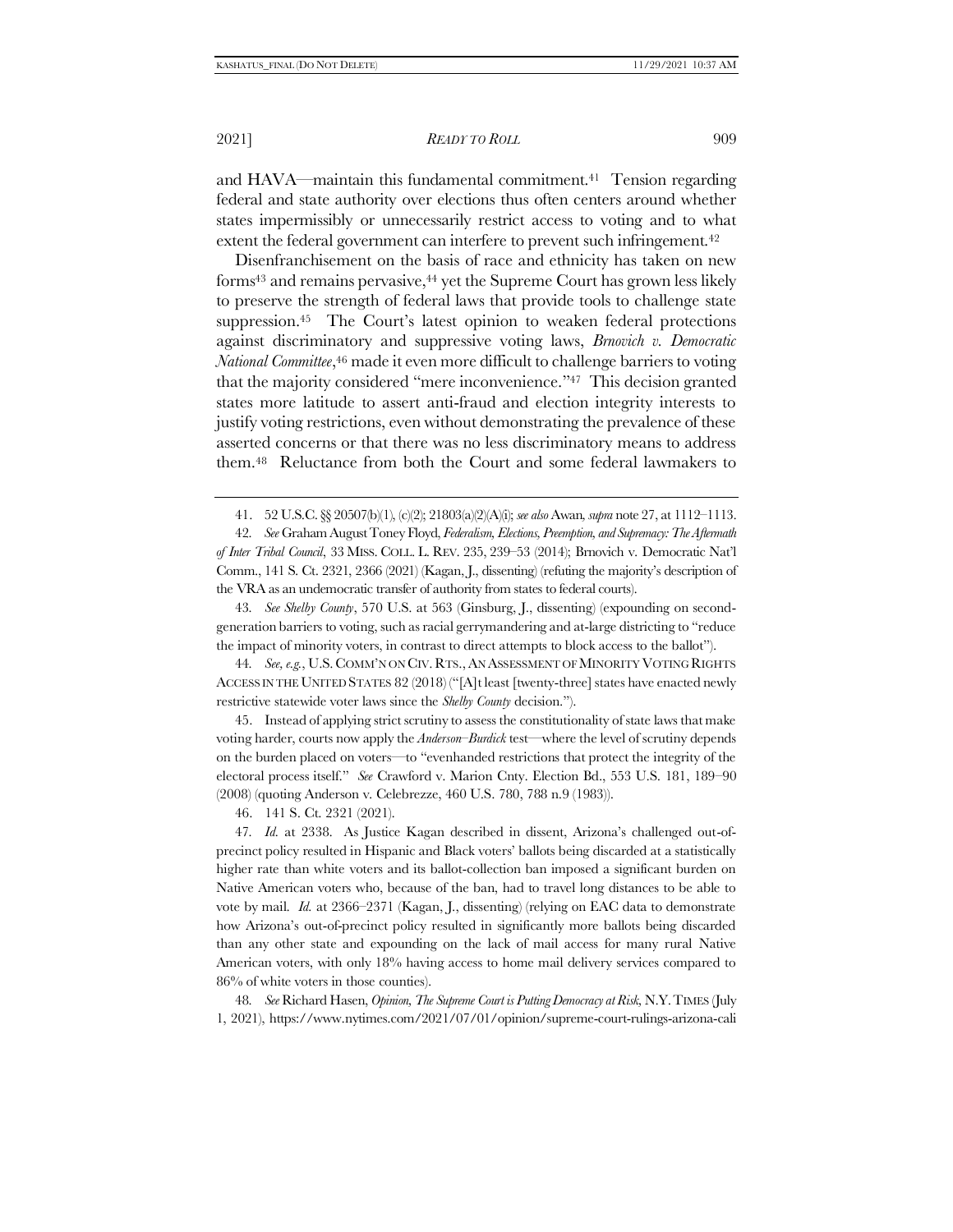and HAVA—maintain this fundamental commitment.[41] Tension regarding federal and state authority over elections thus often centers around whether states impermissibly or unnecessarily restrict access to voting and to what extent the federal government can interfere to prevent such infringement.[42]

Disenfranchisement on the basis of race and ethnicity has taken on new forms[43] and remains pervasive,[44] yet the Supreme Court has grown less likely to preserve the strength of federal laws that provide tools to challenge state suppression.[45] The Court's latest opinion to weaken federal protections against discriminatory and suppressive voting laws, *Brnovich v. Democratic National Committee*,[46] made it even more difficult to challenge barriers to voting that the majority considered "mere inconvenience."[47] This decision granted states more latitude to assert anti-fraud and election integrity interests to justify voting restrictions, even without demonstrating the prevalence of these asserted concerns or that there was no less discriminatory means to address them.[48] Reluctance from both the Court and some federal lawmakers to

---

41. 52 U.S.C. §§ 20507(b)(1), (c)(2); 21803(a)(2)(A)(i); *see also* Awan, *supra* note 27, at 1112–1113.

42. *See* Graham August Toney Floyd, *Federalism, Elections, Preemption, and Supremacy: The Aftermath of Inter Tribal Council*, 33 MISS. COLL. L. REV. 235, 239–53 (2014); Brnovich v. Democratic Nat'l Comm., 141 S. Ct. 2321, 2366 (2021) (Kagan, J., dissenting) (refuting the majority's description of the VRA as an undemocratic transfer of authority from states to federal courts).

43. *See Shelby County*, 570 U.S. at 563 (Ginsburg, J., dissenting) (expounding on second-generation barriers to voting, such as racial gerrymandering and at-large districting to "reduce the impact of minority voters, in contrast to direct attempts to block access to the ballot").

44. *See, e.g.*, U.S. COMM'N ON CIV. RTS., AN ASSESSMENT OF MINORITY VOTING RIGHTS ACCESS IN THE UNITED STATES 82 (2018) ("[A]t least [twenty-three] states have enacted newly restrictive statewide voter laws since the *Shelby County* decision.").

45. Instead of applying strict scrutiny to assess the constitutionality of state laws that make voting harder, courts now apply the *Anderson–Burdick* test—where the level of scrutiny depends on the burden placed on voters—to "evenhanded restrictions that protect the integrity of the electoral process itself." *See* Crawford v. Marion Cnty. Election Bd., 553 U.S. 181, 189–90 (2008) (quoting Anderson v. Celebrezze, 460 U.S. 780, 788 n.9 (1983)).

46. 141 S. Ct. 2321 (2021).

47. *Id.* at 2338. As Justice Kagan described in dissent, Arizona's challenged out-of-precinct policy resulted in Hispanic and Black voters' ballots being discarded at a statistically higher rate than white voters and its ballot-collection ban imposed a significant burden on Native American voters who, because of the ban, had to travel long distances to be able to vote by mail. *Id.* at 2366–2371 (Kagan, J., dissenting) (relying on EAC data to demonstrate how Arizona's out-of-precinct policy resulted in significantly more ballots being discarded than any other state and expounding on the lack of mail access for many rural Native American voters, with only 18% having access to home mail delivery services compared to 86% of white voters in those counties).

48. *See* Richard Hasen, *Opinion, The Supreme Court is Putting Democracy at Risk*, N.Y. TIMES (July 1, 2021), https://www.nytimes.com/2021/07/01/opinion/supreme-court-rulings-arizona-cali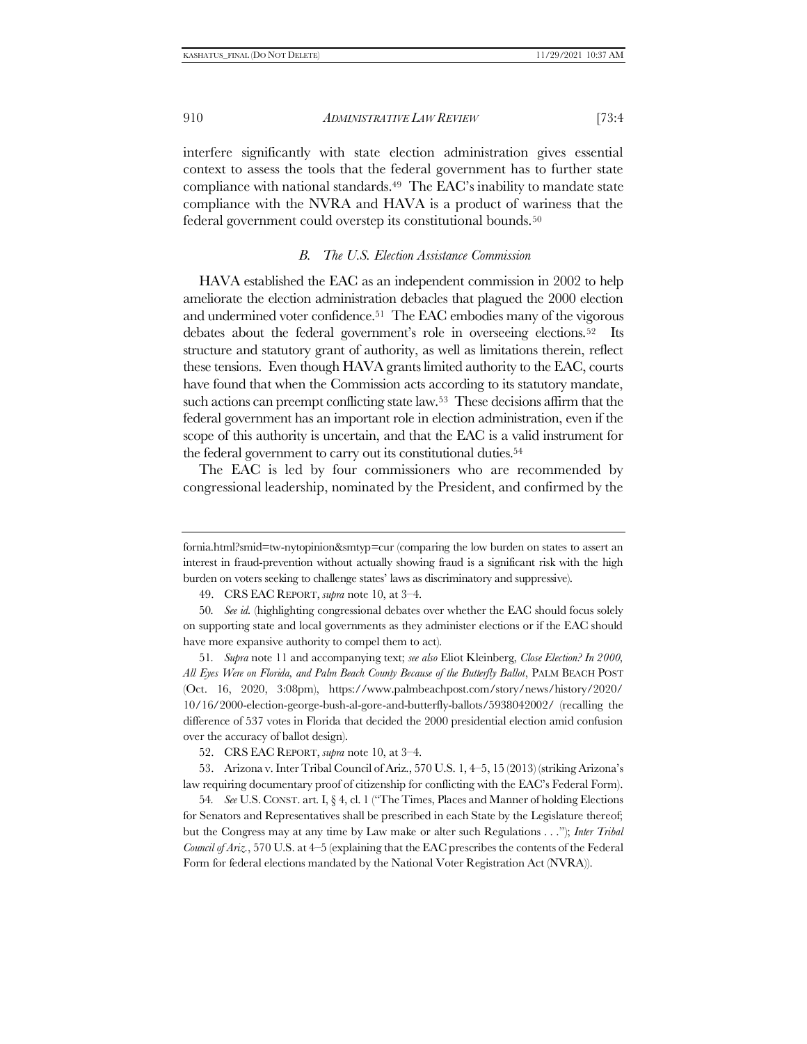interfere significantly with state election administration gives essential context to assess the tools that the federal government has to further state compliance with national standards.[49] The EAC's inability to mandate state compliance with the NVRA and HAVA is a product of wariness that the federal government could overstep its constitutional bounds.[50]

### *B. The U.S. Election Assistance Commission*

HAVA established the EAC as an independent commission in 2002 to help ameliorate the election administration debacles that plagued the 2000 election and undermined voter confidence.[51] The EAC embodies many of the vigorous debates about the federal government's role in overseeing elections.[52] Its structure and statutory grant of authority, as well as limitations therein, reflect these tensions. Even though HAVA grants limited authority to the EAC, courts have found that when the Commission acts according to its statutory mandate, such actions can preempt conflicting state law.[53] These decisions affirm that the federal government has an important role in election administration, even if the scope of this authority is uncertain, and that the EAC is a valid instrument for the federal government to carry out its constitutional duties.[54]

The EAC is led by four commissioners who are recommended by congressional leadership, nominated by the President, and confirmed by the

---

fornia.html?smid=tw-nytopinion&smtyp=cur (comparing the low burden on states to assert an interest in fraud-prevention without actually showing fraud is a significant risk with the high burden on voters seeking to challenge states' laws as discriminatory and suppressive).

49. CRS EAC REPORT, *supra* note 10, at 3–4.

50. *See id.* (highlighting congressional debates over whether the EAC should focus solely on supporting state and local governments as they administer elections or if the EAC should have more expansive authority to compel them to act).

51. *Supra* note 11 and accompanying text; *see also* Eliot Kleinberg, *Close Election? In 2000, All Eyes Were on Florida, and Palm Beach County Because of the Butterfly Ballot*, PALM BEACH POST (Oct. 16, 2020, 3:08pm), https://www.palmbeachpost.com/story/news/history/2020/10/16/2000-election-george-bush-al-gore-and-butterfly-ballots/5938042002/ (recalling the difference of 537 votes in Florida that decided the 2000 presidential election amid confusion over the accuracy of ballot design).

52. CRS EAC REPORT, *supra* note 10, at 3–4.

53. Arizona v. Inter Tribal Council of Ariz., 570 U.S. 1, 4–5, 15 (2013) (striking Arizona's law requiring documentary proof of citizenship for conflicting with the EAC's Federal Form).

54. *See* U.S. CONST. art. I, § 4, cl. 1 ("The Times, Places and Manner of holding Elections for Senators and Representatives shall be prescribed in each State by the Legislature thereof; but the Congress may at any time by Law make or alter such Regulations . . ."); *Inter Tribal Council of Ariz.*, 570 U.S. at 4–5 (explaining that the EAC prescribes the contents of the Federal Form for federal elections mandated by the National Voter Registration Act (NVRA)).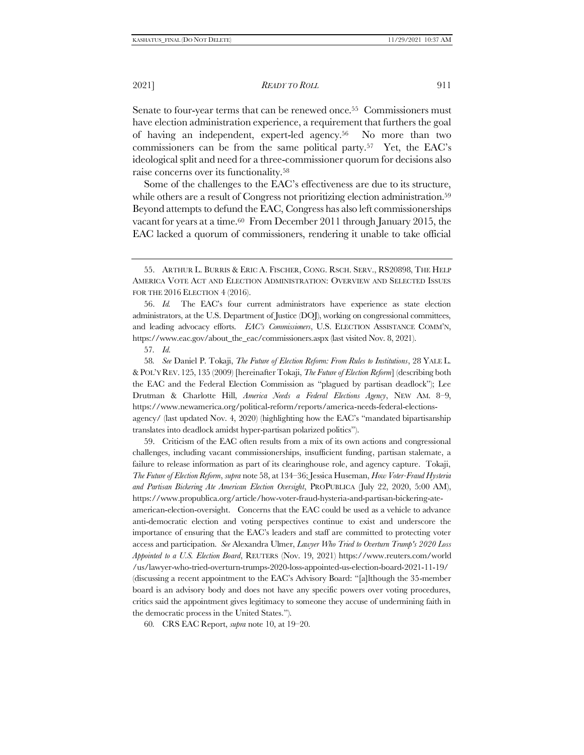Senate to four-year terms that can be renewed once.[55] Commissioners must have election administration experience, a requirement that furthers the goal of having an independent, expert-led agency.[56] No more than two commissioners can be from the same political party.[57] Yet, the EAC's ideological split and need for a three-commissioner quorum for decisions also raise concerns over its functionality.[58]

Some of the challenges to the EAC's effectiveness are due to its structure, while others are a result of Congress not prioritizing election administration.[59] Beyond attempts to defund the EAC, Congress has also left commissionerships vacant for years at a time.[60] From December 2011 through January 2015, the EAC lacked a quorum of commissioners, rendering it unable to take official

---

55. ARTHUR L. BURRIS & ERIC A. FISCHER, CONG. RSCH. SERV., RS20898, THE HELP AMERICA VOTE ACT AND ELECTION ADMINISTRATION: OVERVIEW AND SELECTED ISSUES FOR THE 2016 ELECTION 4 (2016).

56. *Id.* The EAC's four current administrators have experience as state election administrators, at the U.S. Department of Justice (DOJ), working on congressional committees, and leading advocacy efforts. *EAC's Commissioners*, U.S. ELECTION ASSISTANCE COMM'N, https://www.eac.gov/about_the_eac/commissioners.aspx (last visited Nov. 8, 2021).

57. *Id.*

58. *See* Daniel P. Tokaji, *The Future of Election Reform: From Rules to Institutions*, 28 YALE L. & POL'Y REV. 125, 135 (2009) [hereinafter Tokaji, *The Future of Election Reform*] (describing both the EAC and the Federal Election Commission as "plagued by partisan deadlock"); Lee Drutman & Charlotte Hill, *America Needs a Federal Elections Agency*, NEW AM. 8–9, https://www.newamerica.org/political-reform/reports/america-needs-federal-elections-agency/ (last updated Nov. 4, 2020) (highlighting how the EAC's "mandated bipartisanship translates into deadlock amidst hyper-partisan polarized politics").

59. Criticism of the EAC often results from a mix of its own actions and congressional challenges, including vacant commissionerships, insufficient funding, partisan stalemate, a failure to release information as part of its clearinghouse role, and agency capture. Tokaji, *The Future of Election Reform*, *supra* note 58, at 134–36; Jessica Huseman, *How Voter-Fraud Hysteria and Partisan Bickering Ate American Election Oversight*, PROPUBLICA (July 22, 2020, 5:00 AM), https://www.propublica.org/article/how-voter-fraud-hysteria-and-partisan-bickering-ate-american-election-oversight. Concerns that the EAC could be used as a vehicle to advance anti-democratic election and voting perspectives continue to exist and underscore the importance of ensuring that the EAC's leaders and staff are committed to protecting voter access and participation. *See* Alexandra Ulmer, *Lawyer Who Tried to Overturn Trump's 2020 Loss Appointed to a U.S. Election Board*, REUTERS (Nov. 19, 2021) https://www.reuters.com/world/us/lawyer-who-tried-overturn-trumps-2020-loss-appointed-us-election-board-2021-11-19/ (discussing a recent appointment to the EAC's Advisory Board: "[a]lthough the 35-member board is an advisory body and does not have any specific powers over voting procedures, critics said the appointment gives legitimacy to someone they accuse of undermining faith in the democratic process in the United States.").

60. CRS EAC Report, *supra* note 10, at 19–20.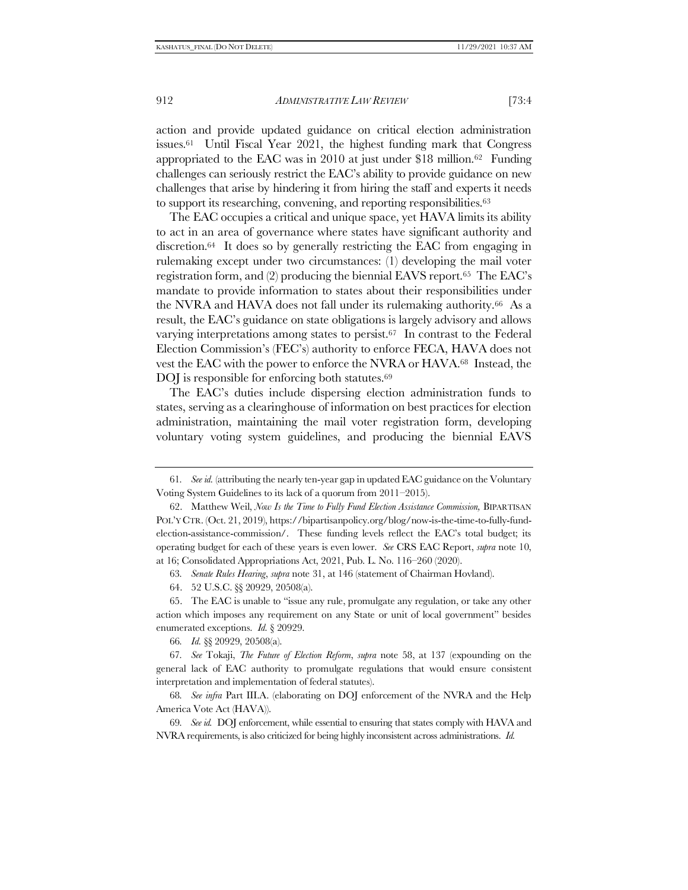action and provide updated guidance on critical election administration issues.[61] Until Fiscal Year 2021, the highest funding mark that Congress appropriated to the EAC was in 2010 at just under $18 million.[62] Funding challenges can seriously restrict the EAC's ability to provide guidance on new challenges that arise by hindering it from hiring the staff and experts it needs to support its researching, convening, and reporting responsibilities.[63]

The EAC occupies a critical and unique space, yet HAVA limits its ability to act in an area of governance where states have significant authority and discretion.[64] It does so by generally restricting the EAC from engaging in rulemaking except under two circumstances: (1) developing the mail voter registration form, and (2) producing the biennial EAVS report.[65] The EAC's mandate to provide information to states about their responsibilities under the NVRA and HAVA does not fall under its rulemaking authority.[66] As a result, the EAC's guidance on state obligations is largely advisory and allows varying interpretations among states to persist.[67] In contrast to the Federal Election Commission's (FEC's) authority to enforce FECA, HAVA does not vest the EAC with the power to enforce the NVRA or HAVA.[68] Instead, the DOJ is responsible for enforcing both statutes.[69]

The EAC's duties include dispersing election administration funds to states, serving as a clearinghouse of information on best practices for election administration, maintaining the mail voter registration form, developing voluntary voting system guidelines, and producing the biennial EAVS

---

61. *See id.* (attributing the nearly ten-year gap in updated EAC guidance on the Voluntary Voting System Guidelines to its lack of a quorum from 2011–2015).

62. Matthew Weil, *Now Is the Time to Fully Fund Election Assistance Commission,* BIPARTISAN POL'Y CTR. (Oct. 21, 2019), https://bipartisanpolicy.org/blog/now-is-the-time-to-fully-fund-election-assistance-commission/. These funding levels reflect the EAC's total budget; its operating budget for each of these years is even lower. *See* CRS EAC Report, *supra* note 10, at 16; Consolidated Appropriations Act, 2021, Pub. L. No. 116–260 (2020).

63. *Senate Rules Hearing*, *supra* note 31, at 146 (statement of Chairman Hovland).

64. 52 U.S.C. §§ 20929, 20508(a).

65. The EAC is unable to "issue any rule, promulgate any regulation, or take any other action which imposes any requirement on any State or unit of local government" besides enumerated exceptions. *Id.* § 20929.

66. *Id.* §§ 20929, 20508(a).

67. *See* Tokaji, *The Future of Election Reform*, *supra* note 58, at 137 (expounding on the general lack of EAC authority to promulgate regulations that would ensure consistent interpretation and implementation of federal statutes).

68. *See infra* Part III.A. (elaborating on DOJ enforcement of the NVRA and the Help America Vote Act (HAVA)).

69. *See id.* DOJ enforcement, while essential to ensuring that states comply with HAVA and NVRA requirements, is also criticized for being highly inconsistent across administrations. *Id.*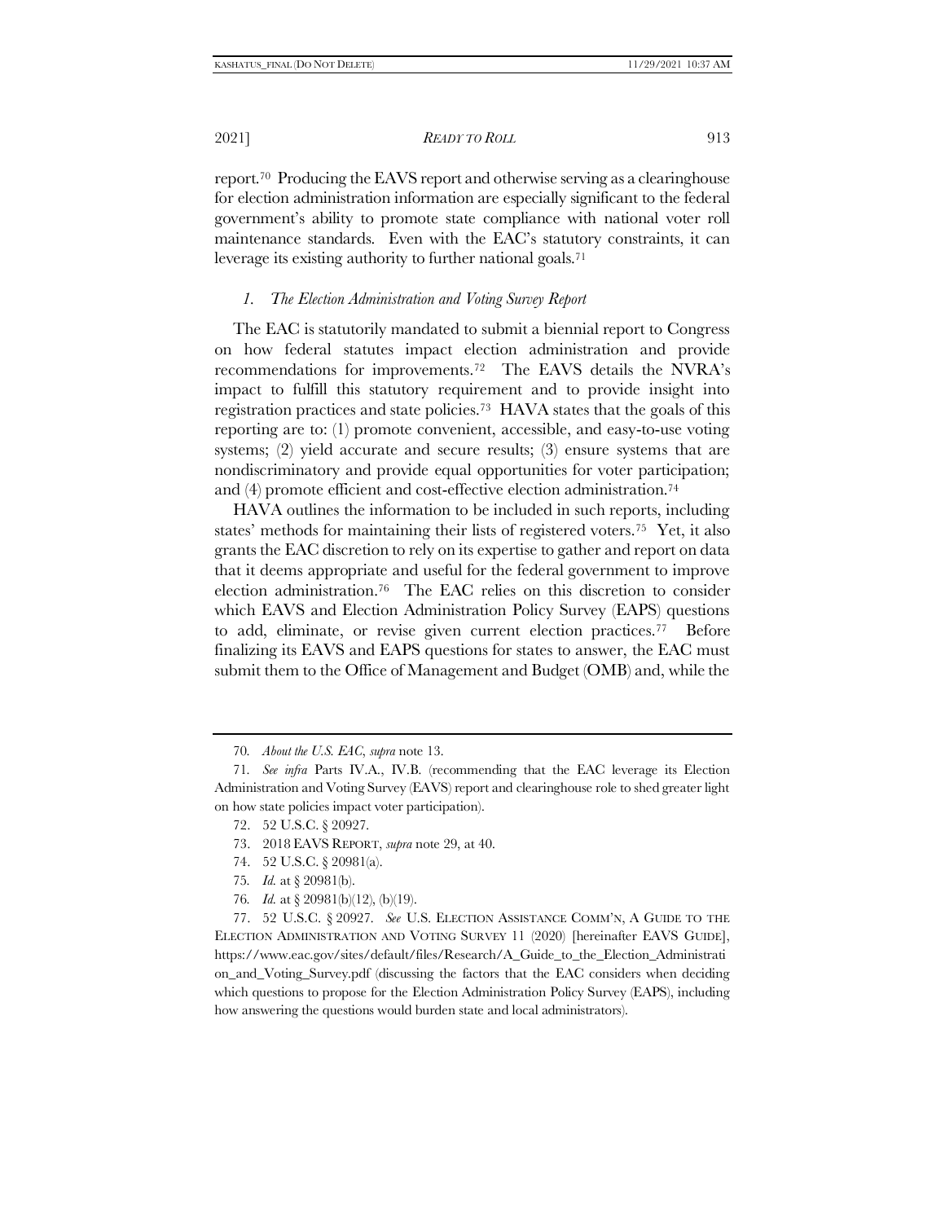report.[70] Producing the EAVS report and otherwise serving as a clearinghouse for election administration information are especially significant to the federal government's ability to promote state compliance with national voter roll maintenance standards. Even with the EAC's statutory constraints, it can leverage its existing authority to further national goals.[71]

### *1. The Election Administration and Voting Survey Report*

The EAC is statutorily mandated to submit a biennial report to Congress on how federal statutes impact election administration and provide recommendations for improvements.[72] The EAVS details the NVRA's impact to fulfill this statutory requirement and to provide insight into registration practices and state policies.[73] HAVA states that the goals of this reporting are to: (1) promote convenient, accessible, and easy-to-use voting systems; (2) yield accurate and secure results; (3) ensure systems that are nondiscriminatory and provide equal opportunities for voter participation; and (4) promote efficient and cost-effective election administration.[74]

HAVA outlines the information to be included in such reports, including states' methods for maintaining their lists of registered voters.[75] Yet, it also grants the EAC discretion to rely on its expertise to gather and report on data that it deems appropriate and useful for the federal government to improve election administration.[76] The EAC relies on this discretion to consider which EAVS and Election Administration Policy Survey (EAPS) questions to add, eliminate, or revise given current election practices.[77] Before finalizing its EAVS and EAPS questions for states to answer, the EAC must submit them to the Office of Management and Budget (OMB) and, while the

---

70. *About the U.S. EAC*, *supra* note 13.

71. *See infra* Parts IV.A., IV.B. (recommending that the EAC leverage its Election Administration and Voting Survey (EAVS) report and clearinghouse role to shed greater light on how state policies impact voter participation).

72. 52 U.S.C. § 20927.

73. 2018 EAVS REPORT, *supra* note 29, at 40.

74. 52 U.S.C. § 20981(a).

75. *Id.* at § 20981(b).

76. *Id.* at § 20981(b)(12), (b)(19).

77. 52 U.S.C. § 20927. *See* U.S. ELECTION ASSISTANCE COMM'N, A GUIDE TO THE ELECTION ADMINISTRATION AND VOTING SURVEY 11 (2020) [hereinafter EAVS GUIDE], https://www.eac.gov/sites/default/files/Research/A_Guide_to_the_Election_Administration_and_Voting_Survey.pdf (discussing the factors that the EAC considers when deciding which questions to propose for the Election Administration Policy Survey (EAPS), including how answering the questions would burden state and local administrators).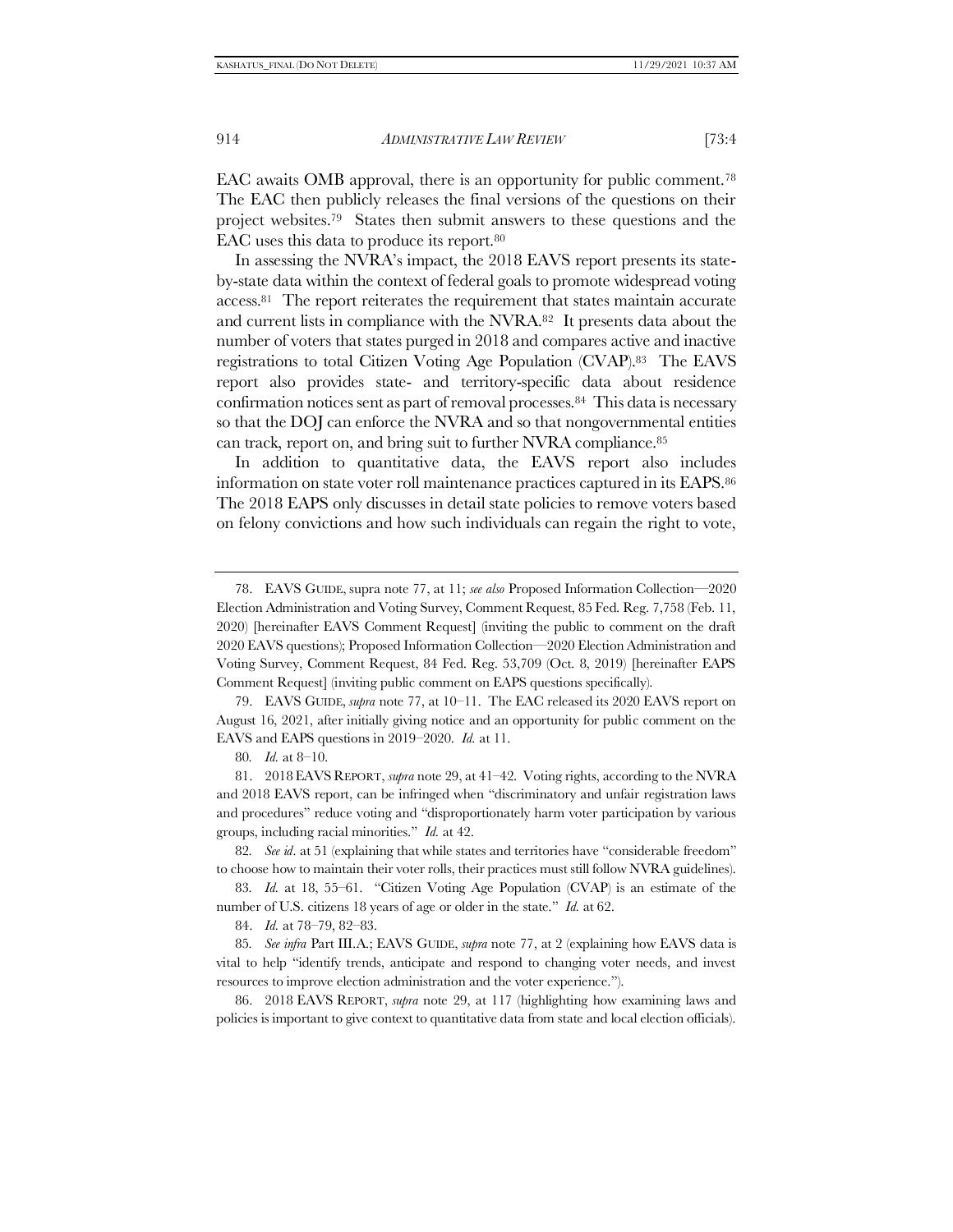EAC awaits OMB approval, there is an opportunity for public comment.[78] The EAC then publicly releases the final versions of the questions on their project websites.[79] States then submit answers to these questions and the EAC uses this data to produce its report.[80]

In assessing the NVRA's impact, the 2018 EAVS report presents its state-by-state data within the context of federal goals to promote widespread voting access.[81] The report reiterates the requirement that states maintain accurate and current lists in compliance with the NVRA.[82] It presents data about the number of voters that states purged in 2018 and compares active and inactive registrations to total Citizen Voting Age Population (CVAP).[83] The EAVS report also provides state- and territory-specific data about residence confirmation notices sent as part of removal processes.[84] This data is necessary so that the DOJ can enforce the NVRA and so that nongovernmental entities can track, report on, and bring suit to further NVRA compliance.[85]

In addition to quantitative data, the EAVS report also includes information on state voter roll maintenance practices captured in its EAPS.[86] The 2018 EAPS only discusses in detail state policies to remove voters based on felony convictions and how such individuals can regain the right to vote,

---

78. EAVS GUIDE, supra note 77, at 11; *see also* Proposed Information Collection—2020 Election Administration and Voting Survey, Comment Request, 85 Fed. Reg. 7,758 (Feb. 11, 2020) [hereinafter EAVS Comment Request] (inviting the public to comment on the draft 2020 EAVS questions); Proposed Information Collection—2020 Election Administration and Voting Survey, Comment Request, 84 Fed. Reg. 53,709 (Oct. 8, 2019) [hereinafter EAPS Comment Request] (inviting public comment on EAPS questions specifically).

79. EAVS GUIDE, *supra* note 77, at 10–11. The EAC released its 2020 EAVS report on August 16, 2021, after initially giving notice and an opportunity for public comment on the EAVS and EAPS questions in 2019–2020. *Id.* at 11.

80. *Id.* at 8–10.

81. 2018 EAVS REPORT, *supra* note 29, at 41–42. Voting rights, according to the NVRA and 2018 EAVS report, can be infringed when "discriminatory and unfair registration laws and procedures" reduce voting and "disproportionately harm voter participation by various groups, including racial minorities." *Id.* at 42.

82. *See id*. at 51 (explaining that while states and territories have "considerable freedom" to choose how to maintain their voter rolls, their practices must still follow NVRA guidelines).

83. *Id.* at 18, 55–61. "Citizen Voting Age Population (CVAP) is an estimate of the number of U.S. citizens 18 years of age or older in the state." *Id.* at 62.

84. *Id.* at 78–79, 82–83.

85. *See infra* Part III.A.; EAVS GUIDE, *supra* note 77, at 2 (explaining how EAVS data is vital to help "identify trends, anticipate and respond to changing voter needs, and invest resources to improve election administration and the voter experience.").

86. 2018 EAVS REPORT, *supra* note 29, at 117 (highlighting how examining laws and policies is important to give context to quantitative data from state and local election officials).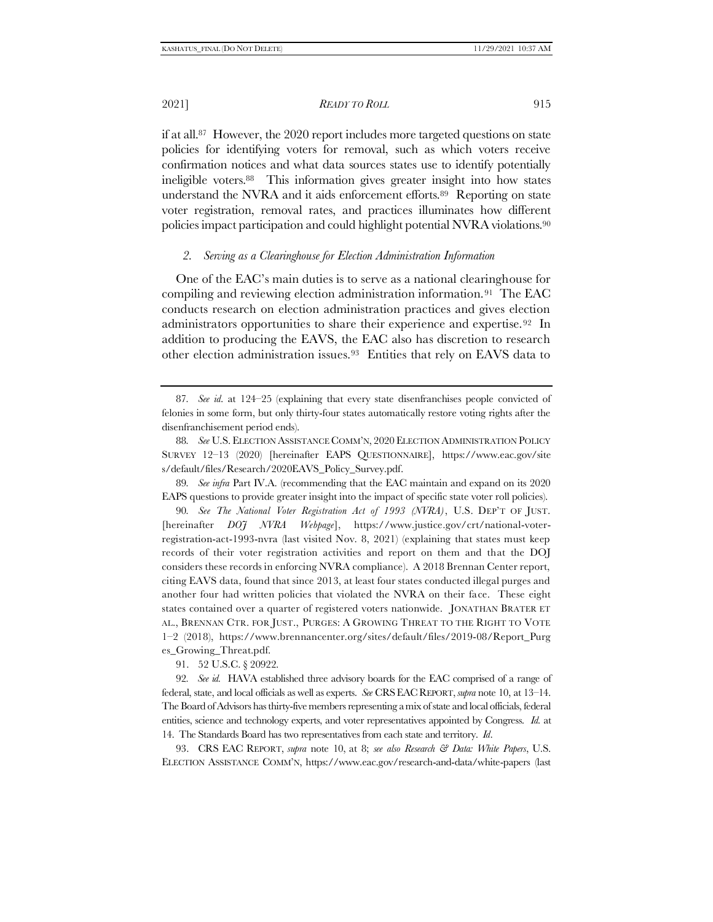if at all.[87] However, the 2020 report includes more targeted questions on state policies for identifying voters for removal, such as which voters receive confirmation notices and what data sources states use to identify potentially ineligible voters.[88] This information gives greater insight into how states understand the NVRA and it aids enforcement efforts.[89] Reporting on state voter registration, removal rates, and practices illuminates how different policies impact participation and could highlight potential NVRA violations.[90]

### *2. Serving as a Clearinghouse for Election Administration Information*

One of the EAC's main duties is to serve as a national clearinghouse for compiling and reviewing election administration information.[91] The EAC conducts research on election administration practices and gives election administrators opportunities to share their experience and expertise.[92] In addition to producing the EAVS, the EAC also has discretion to research other election administration issues.[93] Entities that rely on EAVS data to

---

87. *See id.* at 124–25 (explaining that every state disenfranchises people convicted of felonies in some form, but only thirty-four states automatically restore voting rights after the disenfranchisement period ends).

88. *See* U.S. ELECTION ASSISTANCE COMM'N, 2020 ELECTION ADMINISTRATION POLICY SURVEY 12–13 (2020) [hereinafter EAPS QUESTIONNAIRE], https://www.eac.gov/sites/default/files/Research/2020EAVS_Policy_Survey.pdf.

89. *See infra* Part IV.A. (recommending that the EAC maintain and expand on its 2020 EAPS questions to provide greater insight into the impact of specific state voter roll policies).

90. *See The National Voter Registration Act of 1993 (NVRA)*, U.S. DEP'T OF JUST. [hereinafter *DOJ NVRA Webpage*], https://www.justice.gov/crt/national-voter-registration-act-1993-nvra (last visited Nov. 8, 2021) (explaining that states must keep records of their voter registration activities and report on them and that the DOJ considers these records in enforcing NVRA compliance). A 2018 Brennan Center report, citing EAVS data, found that since 2013, at least four states conducted illegal purges and another four had written policies that violated the NVRA on their face. These eight states contained over a quarter of registered voters nationwide. JONATHAN BRATER ET AL., BRENNAN CTR. FOR JUST., PURGES: A GROWING THREAT TO THE RIGHT TO VOTE 1–2 (2018), https://www.brennancenter.org/sites/default/files/2019-08/Report_Purges_Growing_Threat.pdf.

91. 52 U.S.C. § 20922.

92. *See id.* HAVA established three advisory boards for the EAC comprised of a range of federal, state, and local officials as well as experts. *See* CRS EAC REPORT, *supra* note 10, at 13–14. The Board of Advisors has thirty-five members representing a mix of state and local officials, federal entities, science and technology experts, and voter representatives appointed by Congress. *Id.* at 14. The Standards Board has two representatives from each state and territory. *Id.*

93. CRS EAC REPORT, *supra* note 10, at 8; *see also Research & Data: White Papers*, U.S. ELECTION ASSISTANCE COMM'N, https://www.eac.gov/research-and-data/white-papers (last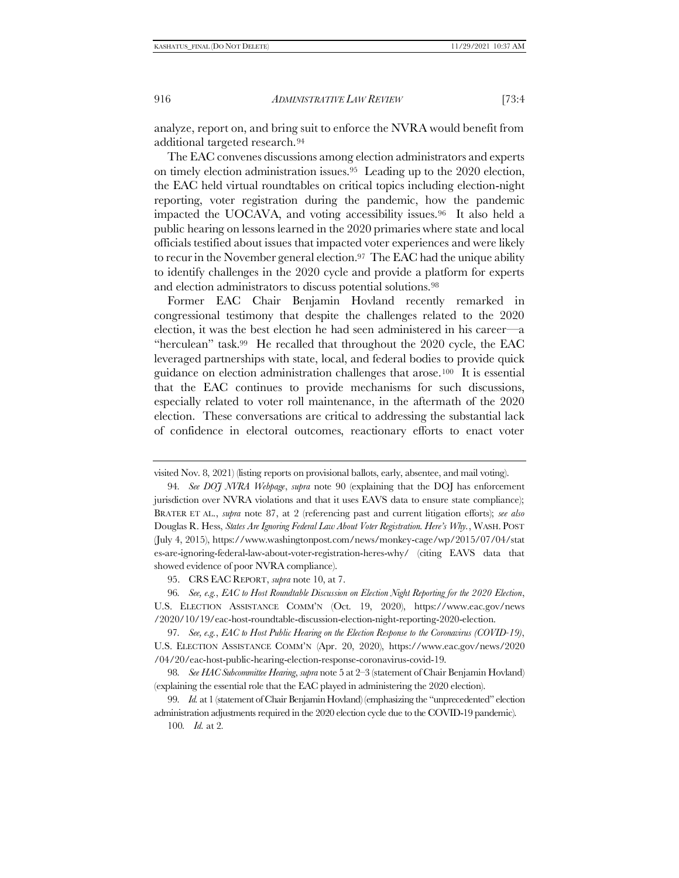analyze, report on, and bring suit to enforce the NVRA would benefit from additional targeted research.[94]

The EAC convenes discussions among election administrators and experts on timely election administration issues.[95] Leading up to the 2020 election, the EAC held virtual roundtables on critical topics including election-night reporting, voter registration during the pandemic, how the pandemic impacted the UOCAVA, and voting accessibility issues.[96] It also held a public hearing on lessons learned in the 2020 primaries where state and local officials testified about issues that impacted voter experiences and were likely to recur in the November general election.[97] The EAC had the unique ability to identify challenges in the 2020 cycle and provide a platform for experts and election administrators to discuss potential solutions.[98]

Former EAC Chair Benjamin Hovland recently remarked in congressional testimony that despite the challenges related to the 2020 election, it was the best election he had seen administered in his career—a "herculean" task.[99] He recalled that throughout the 2020 cycle, the EAC leveraged partnerships with state, local, and federal bodies to provide quick guidance on election administration challenges that arose.[100] It is essential that the EAC continues to provide mechanisms for such discussions, especially related to voter roll maintenance, in the aftermath of the 2020 election. These conversations are critical to addressing the substantial lack of confidence in electoral outcomes, reactionary efforts to enact voter

---

visited Nov. 8, 2021) (listing reports on provisional ballots, early, absentee, and mail voting).

94. *See DOJ NVRA Webpage*, *supra* note 90 (explaining that the DOJ has enforcement jurisdiction over NVRA violations and that it uses EAVS data to ensure state compliance); BRATER ET AL., *supra* note 87, at 2 (referencing past and current litigation efforts); *see also* Douglas R. Hess, *States Are Ignoring Federal Law About Voter Registration. Here's Why.*, WASH. POST (July 4, 2015), https://www.washingtonpost.com/news/monkey-cage/wp/2015/07/04/states-are-ignoring-federal-law-about-voter-registration-heres-why/ (citing EAVS data that showed evidence of poor NVRA compliance).

95. CRS EAC REPORT, *supra* note 10, at 7.

96. *See, e.g.*, *EAC to Host Roundtable Discussion on Election Night Reporting for the 2020 Election*, U.S. ELECTION ASSISTANCE COMM'N (Oct. 19, 2020), https://www.eac.gov/news/2020/10/19/eac-host-roundtable-discussion-election-night-reporting-2020-election.

97. *See, e.g.*, *EAC to Host Public Hearing on the Election Response to the Coronavirus (COVID-19)*, U.S. ELECTION ASSISTANCE COMM'N (Apr. 20, 2020), https://www.eac.gov/news/2020/04/20/eac-host-public-hearing-election-response-coronavirus-covid-19.

98. *See HAC Subcommittee Hearing*, *supra* note 5 at 2–3 (statement of Chair Benjamin Hovland) (explaining the essential role that the EAC played in administering the 2020 election).

99. *Id.* at 1 (statement of Chair Benjamin Hovland) (emphasizing the "unprecedented" election administration adjustments required in the 2020 election cycle due to the COVID-19 pandemic).

100. *Id.* at 2.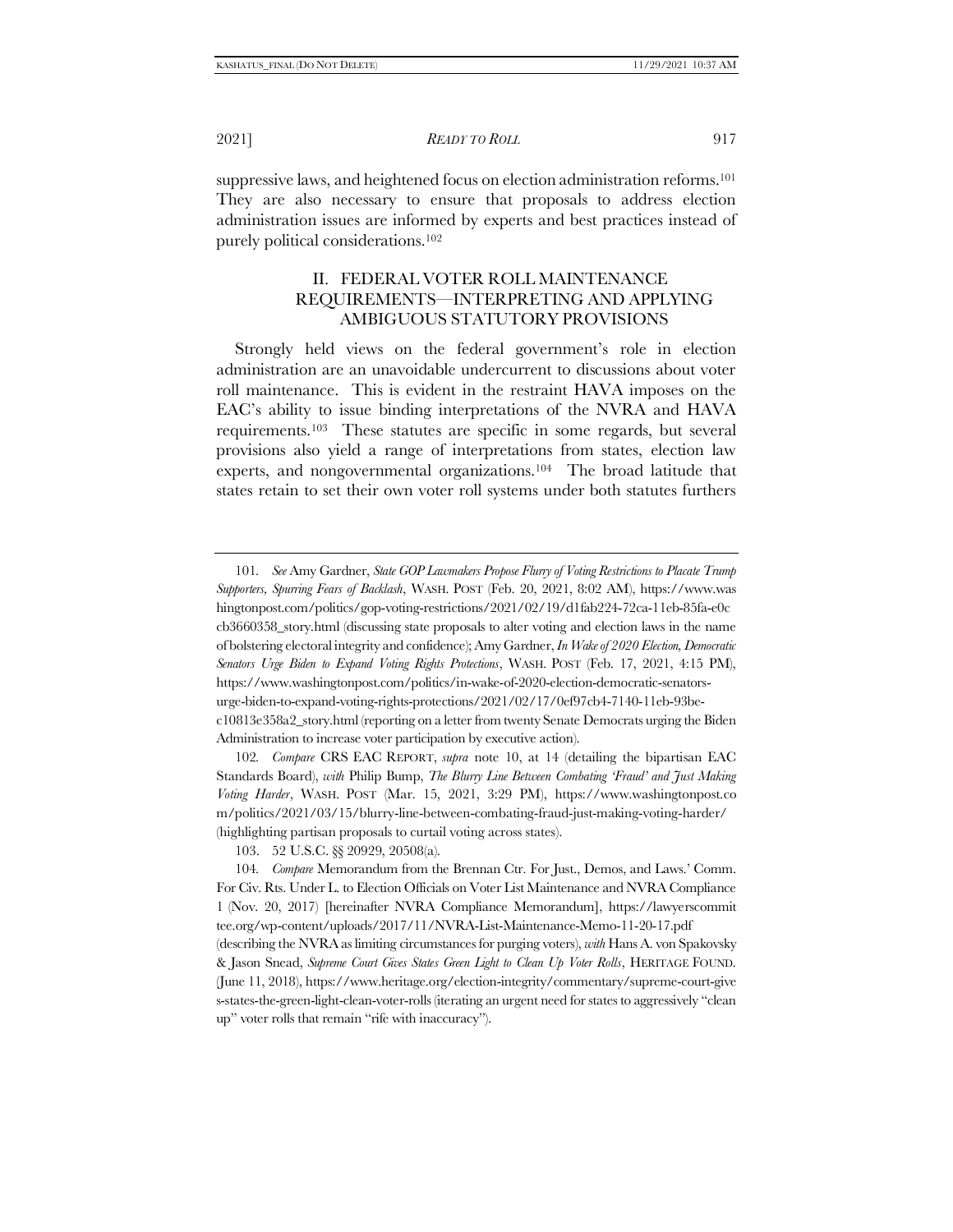suppressive laws, and heightened focus on election administration reforms.[101] They are also necessary to ensure that proposals to address election administration issues are informed by experts and best practices instead of purely political considerations.[102]

## II. FEDERAL VOTER ROLL MAINTENANCE REQUIREMENTS—INTERPRETING AND APPLYING AMBIGUOUS STATUTORY PROVISIONS

Strongly held views on the federal government's role in election administration are an unavoidable undercurrent to discussions about voter roll maintenance. This is evident in the restraint HAVA imposes on the EAC's ability to issue binding interpretations of the NVRA and HAVA requirements.[103] These statutes are specific in some regards, but several provisions also yield a range of interpretations from states, election law experts, and nongovernmental organizations.[104] The broad latitude that states retain to set their own voter roll systems under both statutes furthers

---

101. *See* Amy Gardner, *State GOP Lawmakers Propose Flurry of Voting Restrictions to Placate Trump Supporters, Spurring Fears of Backlash*, WASH. POST (Feb. 20, 2021, 8:02 AM), https://www.washingtonpost.com/politics/gop-voting-restrictions/2021/02/19/d1fab224-72ca-11eb-85fa-e0ccb3660358_story.html (discussing state proposals to alter voting and election laws in the name of bolstering electoral integrity and confidence); Amy Gardner, *In Wake of 2020 Election, Democratic Senators Urge Biden to Expand Voting Rights Protections*, WASH. POST (Feb. 17, 2021, 4:15 PM), https://www.washingtonpost.com/politics/in-wake-of-2020-election-democratic-senators-urge-biden-to-expand-voting-rights-protections/2021/02/17/0ef97cb4-7140-11eb-93be-c10813e358a2_story.html (reporting on a letter from twenty Senate Democrats urging the Biden Administration to increase voter participation by executive action).

102. *Compare* CRS EAC REPORT, *supra* note 10, at 14 (detailing the bipartisan EAC Standards Board), *with* Philip Bump, *The Blurry Line Between Combating 'Fraud' and Just Making Voting Harder*, WASH. POST (Mar. 15, 2021, 3:29 PM), https://www.washingtonpost.com/politics/2021/03/15/blurry-line-between-combating-fraud-just-making-voting-harder/ (highlighting partisan proposals to curtail voting across states).

103. 52 U.S.C. §§ 20929, 20508(a).

104. *Compare* Memorandum from the Brennan Ctr. For Just., Demos, and Laws.' Comm. For Civ. Rts. Under L. to Election Officials on Voter List Maintenance and NVRA Compliance 1 (Nov. 20, 2017) [hereinafter NVRA Compliance Memorandum], https://lawyerscommittee.org/wp-content/uploads/2017/11/NVRA-List-Maintenance-Memo-11-20-17.pdf (describing the NVRA as limiting circumstances for purging voters), *with* Hans A. von Spakovsky & Jason Snead, *Supreme Court Gives States Green Light to Clean Up Voter Rolls*, HERITAGE FOUND. (June 11, 2018), https://www.heritage.org/election-integrity/commentary/supreme-court-gives-states-the-green-light-clean-voter-rolls (iterating an urgent need for states to aggressively "clean up" voter rolls that remain "rife with inaccuracy").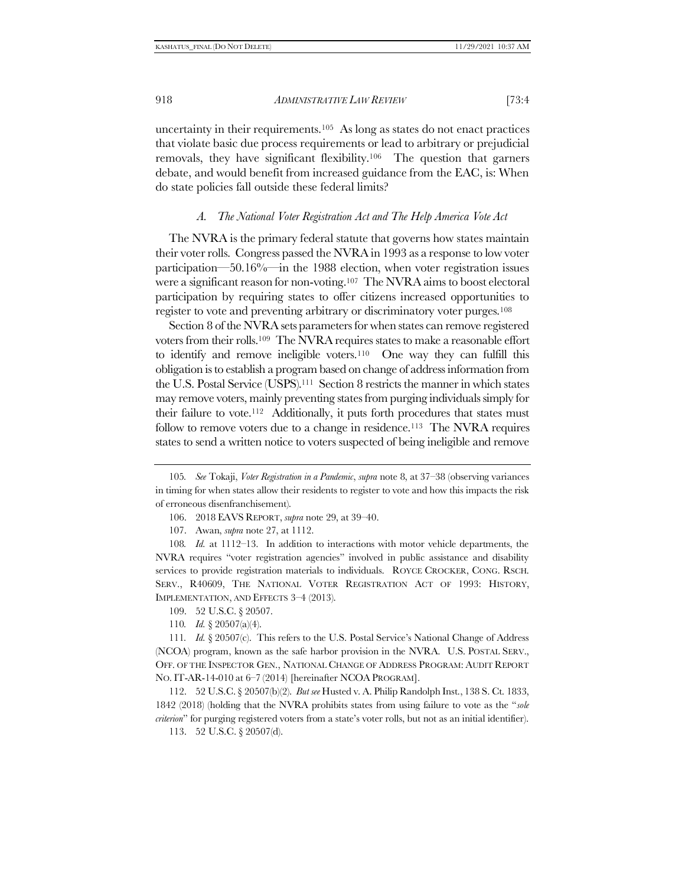uncertainty in their requirements.[105] As long as states do not enact practices that violate basic due process requirements or lead to arbitrary or prejudicial removals, they have significant flexibility.[106] The question that garners debate, and would benefit from increased guidance from the EAC, is: When do state policies fall outside these federal limits?

### *A. The National Voter Registration Act and The Help America Vote Act*

The NVRA is the primary federal statute that governs how states maintain their voter rolls. Congress passed the NVRA in 1993 as a response to low voter participation—50.16%—in the 1988 election, when voter registration issues were a significant reason for non-voting.[107] The NVRA aims to boost electoral participation by requiring states to offer citizens increased opportunities to register to vote and preventing arbitrary or discriminatory voter purges.[108]

Section 8 of the NVRA sets parameters for when states can remove registered voters from their rolls.[109] The NVRA requires states to make a reasonable effort to identify and remove ineligible voters.[110] One way they can fulfill this obligation is to establish a program based on change of address information from the U.S. Postal Service (USPS).[111] Section 8 restricts the manner in which states may remove voters, mainly preventing states from purging individuals simply for their failure to vote.[112] Additionally, it puts forth procedures that states must follow to remove voters due to a change in residence.[113] The NVRA requires states to send a written notice to voters suspected of being ineligible and remove

---

105. *See* Tokaji, *Voter Registration in a Pandemic*, *supra* note 8, at 37–38 (observing variances in timing for when states allow their residents to register to vote and how this impacts the risk of erroneous disenfranchisement).

106. 2018 EAVS REPORT, *supra* note 29, at 39–40.

107. Awan, *supra* note 27, at 1112.

108. *Id.* at 1112–13. In addition to interactions with motor vehicle departments, the NVRA requires "voter registration agencies" involved in public assistance and disability services to provide registration materials to individuals. ROYCE CROCKER, CONG. RSCH. SERV., R40609, THE NATIONAL VOTER REGISTRATION ACT OF 1993: HISTORY, IMPLEMENTATION, AND EFFECTS 3–4 (2013).

109. 52 U.S.C. § 20507.

110. *Id.* § 20507(a)(4).

111. *Id.* § 20507(c). This refers to the U.S. Postal Service's National Change of Address (NCOA) program, known as the safe harbor provision in the NVRA. U.S. POSTAL SERV., OFF. OF THE INSPECTOR GEN., NATIONAL CHANGE OF ADDRESS PROGRAM: AUDIT REPORT NO. IT-AR-14-010 at 6–7 (2014) [hereinafter NCOA PROGRAM].

112. 52 U.S.C. § 20507(b)(2). *But see* Husted v. A. Philip Randolph Inst., 138 S. Ct. 1833, 1842 (2018) (holding that the NVRA prohibits states from using failure to vote as the "*sole criterion*" for purging registered voters from a state's voter rolls, but not as an initial identifier).

113. 52 U.S.C. § 20507(d).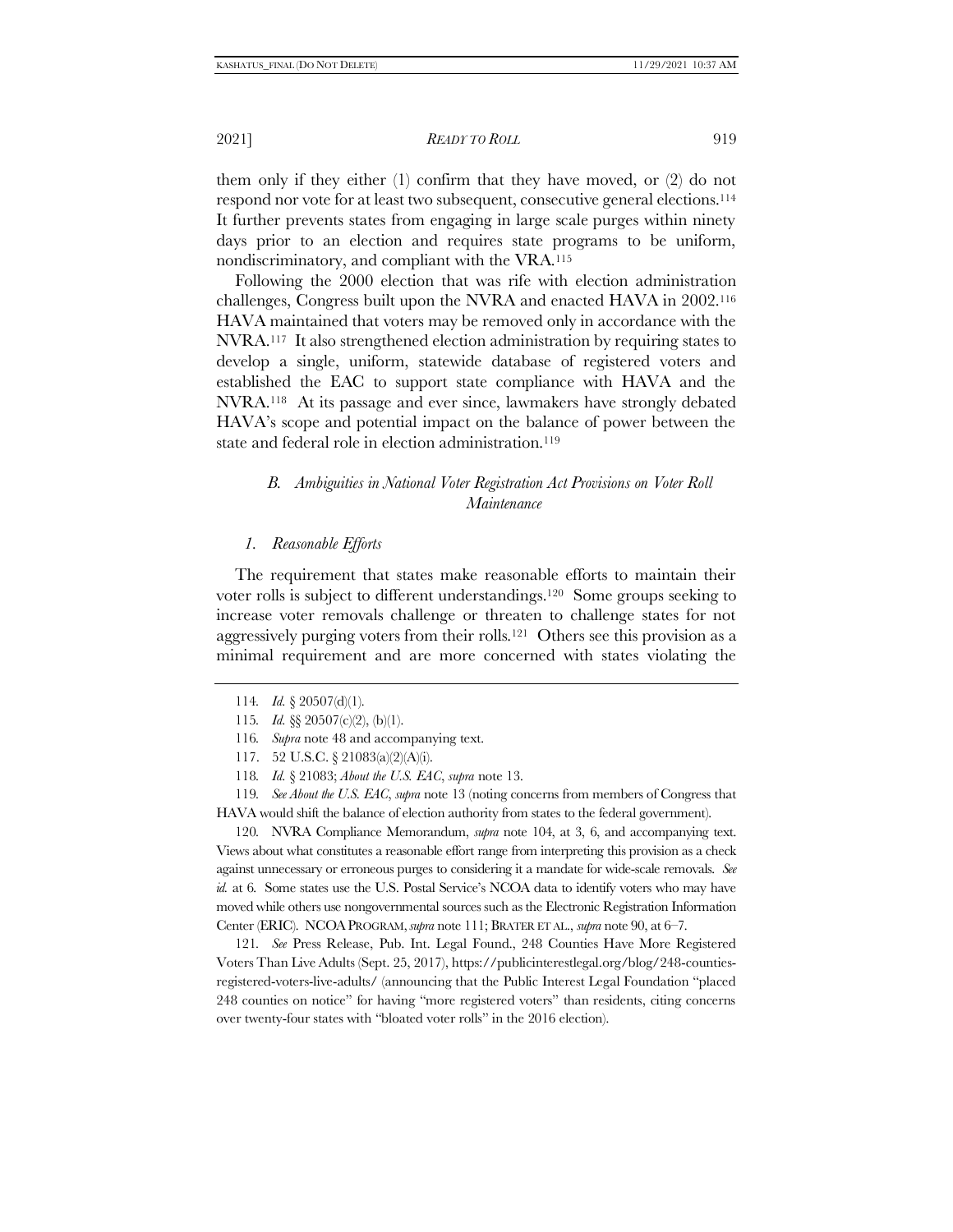them only if they either (1) confirm that they have moved, or (2) do not respond nor vote for at least two subsequent, consecutive general elections.[114] It further prevents states from engaging in large scale purges within ninety days prior to an election and requires state programs to be uniform, nondiscriminatory, and compliant with the VRA.[115]

Following the 2000 election that was rife with election administration challenges, Congress built upon the NVRA and enacted HAVA in 2002.[116] HAVA maintained that voters may be removed only in accordance with the NVRA.[117] It also strengthened election administration by requiring states to develop a single, uniform, statewide database of registered voters and established the EAC to support state compliance with HAVA and the NVRA.[118] At its passage and ever since, lawmakers have strongly debated HAVA's scope and potential impact on the balance of power between the state and federal role in election administration.[119]

### *B. Ambiguities in National Voter Registration Act Provisions on Voter Roll Maintenance*

#### *1. Reasonable Efforts*

The requirement that states make reasonable efforts to maintain their voter rolls is subject to different understandings.[120] Some groups seeking to increase voter removals challenge or threaten to challenge states for not aggressively purging voters from their rolls.[121] Others see this provision as a minimal requirement and are more concerned with states violating the

---

114. *Id.* § 20507(d)(1).

115. *Id.* §§ 20507(c)(2), (b)(1).

116. *Supra* note 48 and accompanying text.

117. 52 U.S.C. § 21083(a)(2)(A)(i).

118. *Id.* § 21083; *About the U.S. EAC*, *supra* note 13.

119. *See About the U.S. EAC*, *supra* note 13 (noting concerns from members of Congress that HAVA would shift the balance of election authority from states to the federal government).

120. NVRA Compliance Memorandum, *supra* note 104, at 3, 6, and accompanying text. Views about what constitutes a reasonable effort range from interpreting this provision as a check against unnecessary or erroneous purges to considering it a mandate for wide-scale removals. *See id.* at 6. Some states use the U.S. Postal Service's NCOA data to identify voters who may have moved while others use nongovernmental sources such as the Electronic Registration Information Center (ERIC). NCOA PROGRAM, *supra* note 111; BRATER ET AL., *supra* note 90, at 6–7.

121. *See* Press Release, Pub. Int. Legal Found., 248 Counties Have More Registered Voters Than Live Adults (Sept. 25, 2017), https://publicinterestlegal.org/blog/248-counties-registered-voters-live-adults/ (announcing that the Public Interest Legal Foundation "placed 248 counties on notice" for having "more registered voters" than residents, citing concerns over twenty-four states with "bloated voter rolls" in the 2016 election).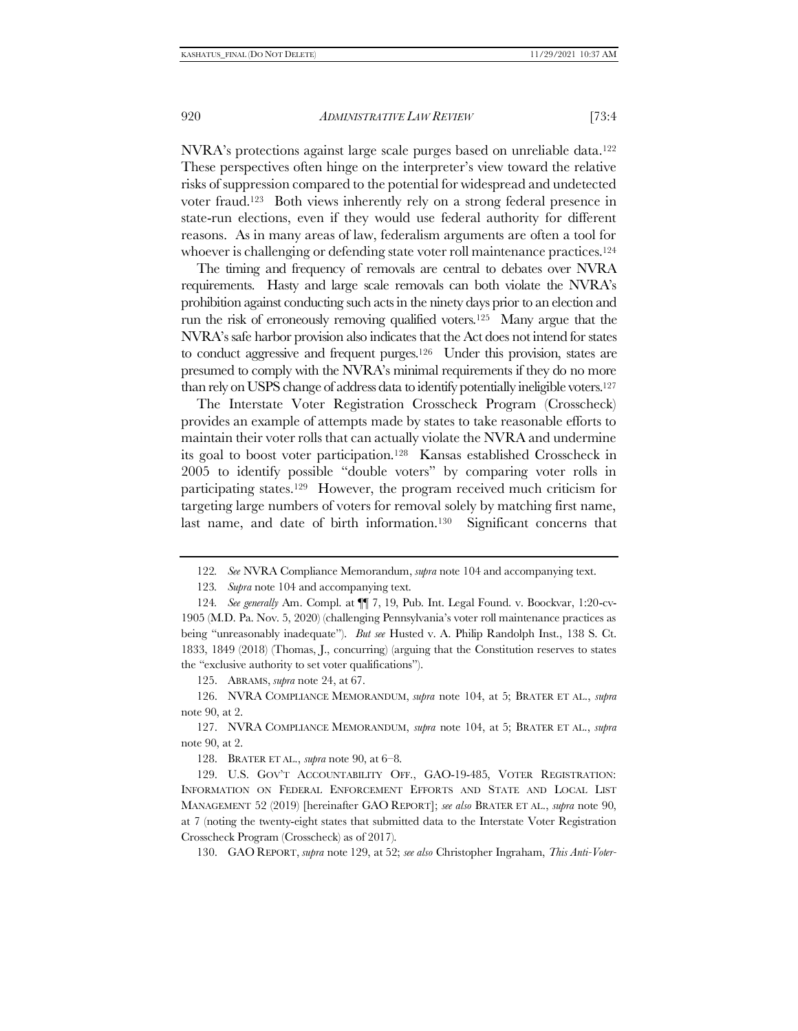NVRA's protections against large scale purges based on unreliable data.[122] These perspectives often hinge on the interpreter's view toward the relative risks of suppression compared to the potential for widespread and undetected voter fraud.[123] Both views inherently rely on a strong federal presence in state-run elections, even if they would use federal authority for different reasons. As in many areas of law, federalism arguments are often a tool for whoever is challenging or defending state voter roll maintenance practices.[124]

The timing and frequency of removals are central to debates over NVRA requirements. Hasty and large scale removals can both violate the NVRA's prohibition against conducting such acts in the ninety days prior to an election and run the risk of erroneously removing qualified voters.[125] Many argue that the NVRA's safe harbor provision also indicates that the Act does not intend for states to conduct aggressive and frequent purges.[126] Under this provision, states are presumed to comply with the NVRA's minimal requirements if they do no more than rely on USPS change of address data to identify potentially ineligible voters.[127]

The Interstate Voter Registration Crosscheck Program (Crosscheck) provides an example of attempts made by states to take reasonable efforts to maintain their voter rolls that can actually violate the NVRA and undermine its goal to boost voter participation.[128] Kansas established Crosscheck in 2005 to identify possible "double voters" by comparing voter rolls in participating states.[129] However, the program received much criticism for targeting large numbers of voters for removal solely by matching first name, last name, and date of birth information.[130] Significant concerns that

---

122. *See* NVRA Compliance Memorandum, *supra* note 104 and accompanying text.

123. *Supra* note 104 and accompanying text.

124. *See generally* Am. Compl. at ¶¶ 7, 19, Pub. Int. Legal Found. v. Boockvar, 1:20-cv-1905 (M.D. Pa. Nov. 5, 2020) (challenging Pennsylvania's voter roll maintenance practices as being "unreasonably inadequate"). *But see* Husted v. A. Philip Randolph Inst., 138 S. Ct. 1833, 1849 (2018) (Thomas, J., concurring) (arguing that the Constitution reserves to states the "exclusive authority to set voter qualifications").

125. ABRAMS, *supra* note 24, at 67.

126. NVRA COMPLIANCE MEMORANDUM, *supra* note 104, at 5; BRATER ET AL., *supra* note 90, at 2.

127. NVRA COMPLIANCE MEMORANDUM, *supra* note 104, at 5; BRATER ET AL., *supra* note 90, at 2.

128. BRATER ET AL., *supra* note 90, at 6–8.

129. U.S. GOV'T ACCOUNTABILITY OFF., GAO-19-485, VOTER REGISTRATION: INFORMATION ON FEDERAL ENFORCEMENT EFFORTS AND STATE AND LOCAL LIST MANAGEMENT 52 (2019) [hereinafter GAO REPORT]; *see also* BRATER ET AL., *supra* note 90, at 7 (noting the twenty-eight states that submitted data to the Interstate Voter Registration Crosscheck Program (Crosscheck) as of 2017).

130. GAO REPORT, *supra* note 129, at 52; *see also* Christopher Ingraham, *This Anti-Voter-*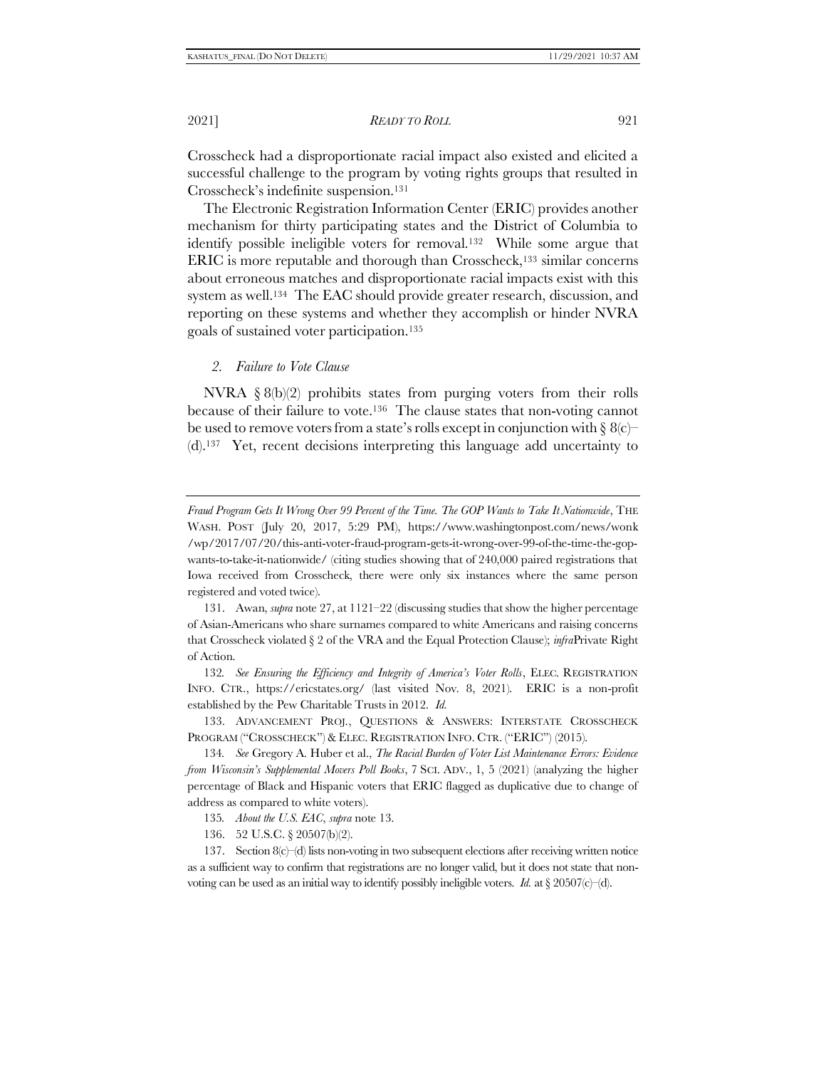Crosscheck had a disproportionate racial impact also existed and elicited a successful challenge to the program by voting rights groups that resulted in Crosscheck's indefinite suspension.[131]

The Electronic Registration Information Center (ERIC) provides another mechanism for thirty participating states and the District of Columbia to identify possible ineligible voters for removal.[132] While some argue that ERIC is more reputable and thorough than Crosscheck,[133] similar concerns about erroneous matches and disproportionate racial impacts exist with this system as well.[134] The EAC should provide greater research, discussion, and reporting on these systems and whether they accomplish or hinder NVRA goals of sustained voter participation.[135]

### *2. Failure to Vote Clause*

NVRA § 8(b)(2) prohibits states from purging voters from their rolls because of their failure to vote.[136] The clause states that non-voting cannot be used to remove voters from a state's rolls except in conjunction with § 8(c)–(d).[137] Yet, recent decisions interpreting this language add uncertainty to

---

*Fraud Program Gets It Wrong Over 99 Percent of the Time. The GOP Wants to Take It Nationwide*, THE WASH. POST (July 20, 2017, 5:29 PM), https://www.washingtonpost.com/news/wonk/wp/2017/07/20/this-anti-voter-fraud-program-gets-it-wrong-over-99-of-the-time-the-gop-wants-to-take-it-nationwide/ (citing studies showing that of 240,000 paired registrations that Iowa received from Crosscheck, there were only six instances where the same person registered and voted twice).

131. Awan, *supra* note 27, at 1121–22 (discussing studies that show the higher percentage of Asian-Americans who share surnames compared to white Americans and raising concerns that Crosscheck violated § 2 of the VRA and the Equal Protection Clause); *infra* Private Right of Action.

132. *See Ensuring the Efficiency and Integrity of America's Voter Rolls*, ELEC. REGISTRATION INFO. CTR., https://ericstates.org/ (last visited Nov. 8, 2021). ERIC is a non-profit established by the Pew Charitable Trusts in 2012. *Id.*

133. ADVANCEMENT PROJ., QUESTIONS & ANSWERS: INTERSTATE CROSSCHECK PROGRAM ("CROSSCHECK") & ELEC. REGISTRATION INFO. CTR. ("ERIC") (2015).

134. *See* Gregory A. Huber et al., *The Racial Burden of Voter List Maintenance Errors: Evidence from Wisconsin's Supplemental Movers Poll Books*, 7 SCI. ADV., 1, 5 (2021) (analyzing the higher percentage of Black and Hispanic voters that ERIC flagged as duplicative due to change of address as compared to white voters).

135. *About the U.S. EAC*, *supra* note 13.

136. 52 U.S.C. § 20507(b)(2).

137. Section 8(c)–(d) lists non-voting in two subsequent elections after receiving written notice as a sufficient way to confirm that registrations are no longer valid, but it does not state that non-voting can be used as an initial way to identify possibly ineligible voters. *Id.* at § 20507(c)–(d).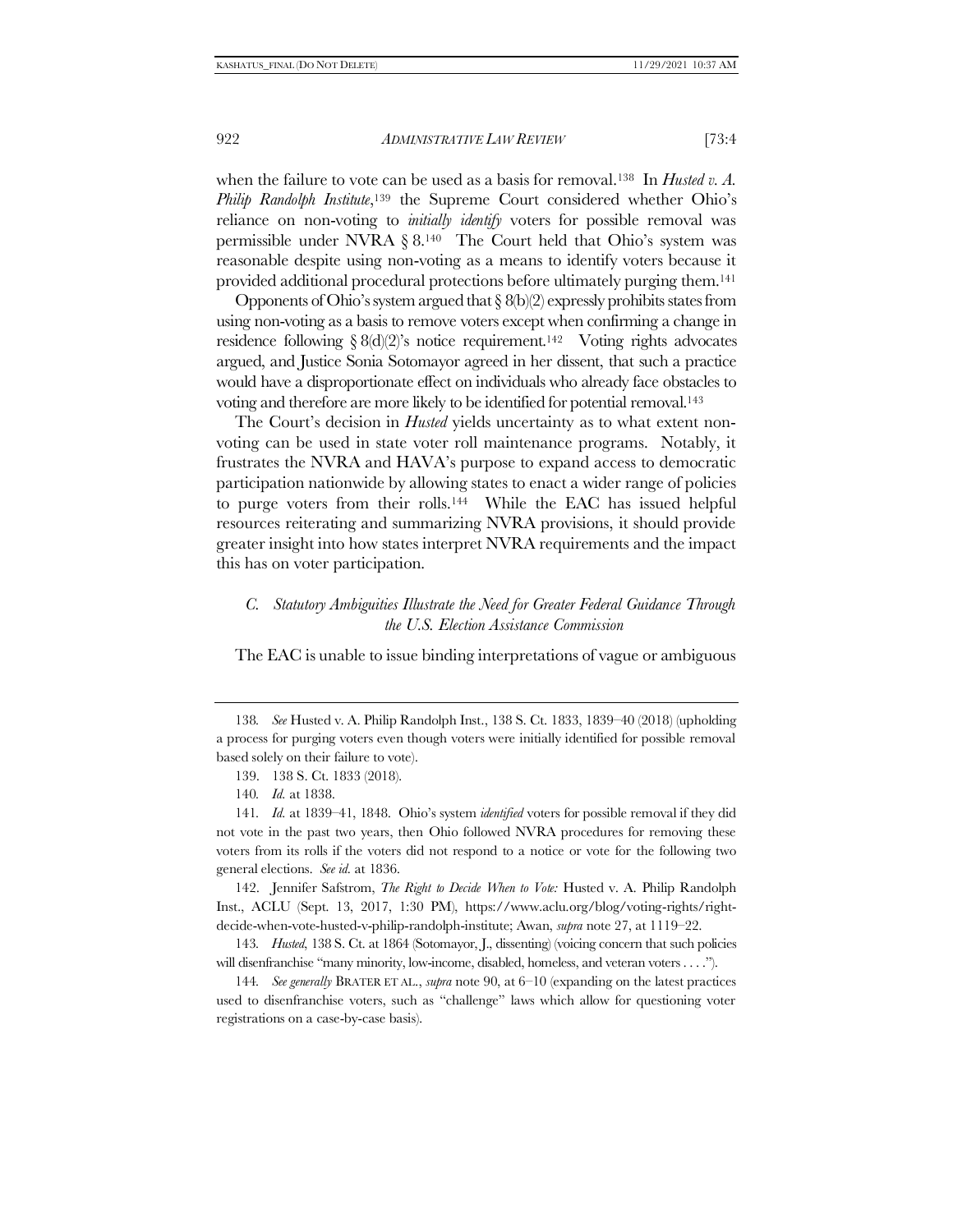when the failure to vote can be used as a basis for removal.[138] In *Husted v. A. Philip Randolph Institute*,[139] the Supreme Court considered whether Ohio's reliance on non-voting to *initially identify* voters for possible removal was permissible under NVRA § 8.[140] The Court held that Ohio's system was reasonable despite using non-voting as a means to identify voters because it provided additional procedural protections before ultimately purging them.[141]

Opponents of Ohio's system argued that § 8(b)(2) expressly prohibits states from using non-voting as a basis to remove voters except when confirming a change in residence following § 8(d)(2)'s notice requirement.[142] Voting rights advocates argued, and Justice Sonia Sotomayor agreed in her dissent, that such a practice would have a disproportionate effect on individuals who already face obstacles to voting and therefore are more likely to be identified for potential removal.[143]

The Court's decision in *Husted* yields uncertainty as to what extent non-voting can be used in state voter roll maintenance programs. Notably, it frustrates the NVRA and HAVA's purpose to expand access to democratic participation nationwide by allowing states to enact a wider range of policies to purge voters from their rolls.[144] While the EAC has issued helpful resources reiterating and summarizing NVRA provisions, it should provide greater insight into how states interpret NVRA requirements and the impact this has on voter participation.

### *C. Statutory Ambiguities Illustrate the Need for Greater Federal Guidance Through the U.S. Election Assistance Commission*

The EAC is unable to issue binding interpretations of vague or ambiguous

---

138. *See* Husted v. A. Philip Randolph Inst., 138 S. Ct. 1833, 1839–40 (2018) (upholding a process for purging voters even though voters were initially identified for possible removal based solely on their failure to vote).

139. 138 S. Ct. 1833 (2018).

140. *Id.* at 1838.

141. *Id.* at 1839–41, 1848. Ohio's system *identified* voters for possible removal if they did not vote in the past two years, then Ohio followed NVRA procedures for removing these voters from its rolls if the voters did not respond to a notice or vote for the following two general elections. *See id.* at 1836.

142. Jennifer Safstrom, *The Right to Decide When to Vote:* Husted v. A. Philip Randolph Inst., ACLU (Sept. 13, 2017, 1:30 PM), https://www.aclu.org/blog/voting-rights/right-decide-when-vote-husted-v-philip-randolph-institute; Awan, *supra* note 27, at 1119–22.

143. *Husted*, 138 S. Ct. at 1864 (Sotomayor, J., dissenting) (voicing concern that such policies will disenfranchise "many minority, low-income, disabled, homeless, and veteran voters . . . .").

144. *See generally* BRATER ET AL., *supra* note 90, at 6–10 (expanding on the latest practices used to disenfranchise voters, such as "challenge" laws which allow for questioning voter registrations on a case-by-case basis).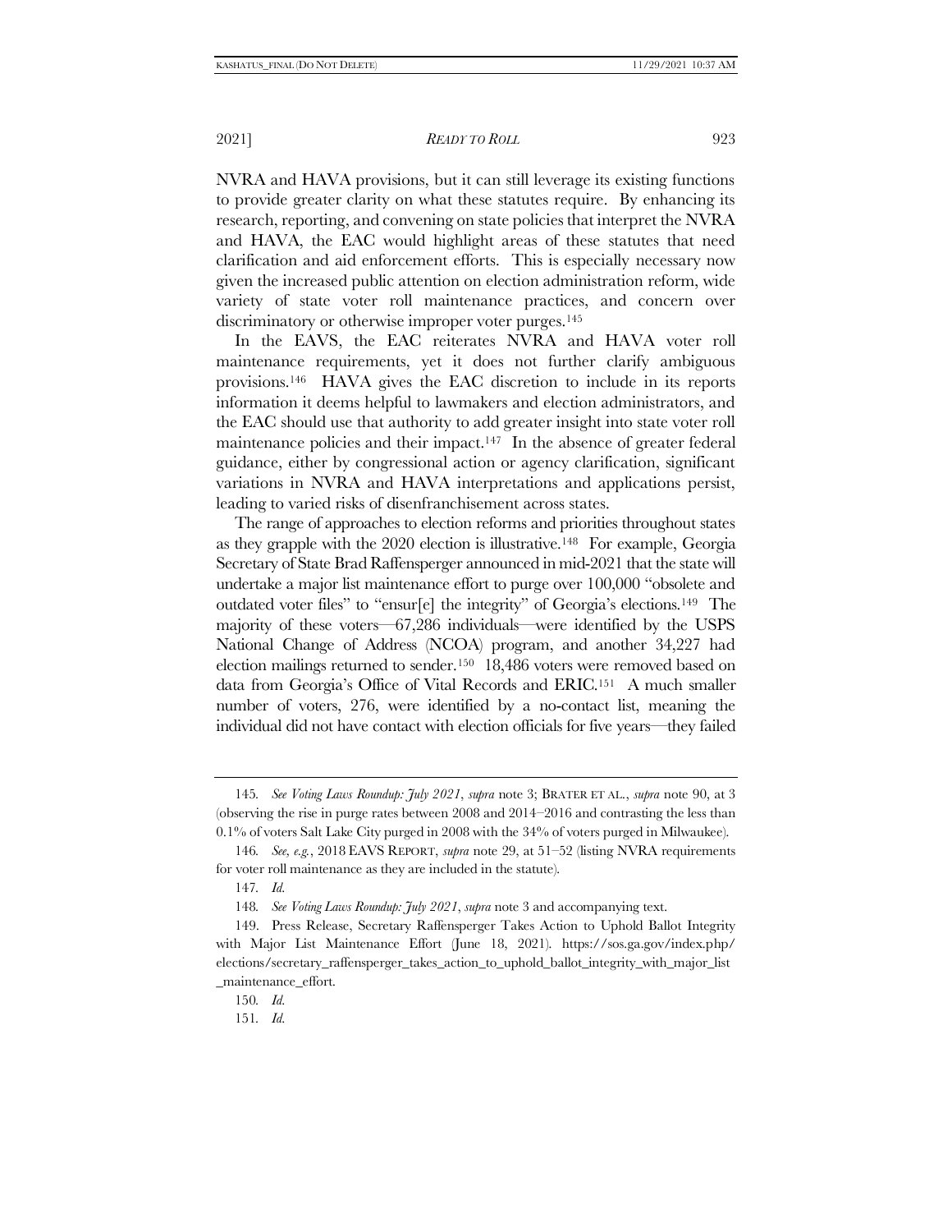NVRA and HAVA provisions, but it can still leverage its existing functions to provide greater clarity on what these statutes require. By enhancing its research, reporting, and convening on state policies that interpret the NVRA and HAVA, the EAC would highlight areas of these statutes that need clarification and aid enforcement efforts. This is especially necessary now given the increased public attention on election administration reform, wide variety of state voter roll maintenance practices, and concern over discriminatory or otherwise improper voter purges.[145]

In the EAVS, the EAC reiterates NVRA and HAVA voter roll maintenance requirements, yet it does not further clarify ambiguous provisions.[146] HAVA gives the EAC discretion to include in its reports information it deems helpful to lawmakers and election administrators, and the EAC should use that authority to add greater insight into state voter roll maintenance policies and their impact.[147] In the absence of greater federal guidance, either by congressional action or agency clarification, significant variations in NVRA and HAVA interpretations and applications persist, leading to varied risks of disenfranchisement across states.

The range of approaches to election reforms and priorities throughout states as they grapple with the 2020 election is illustrative.[148] For example, Georgia Secretary of State Brad Raffensperger announced in mid-2021 that the state will undertake a major list maintenance effort to purge over 100,000 "obsolete and outdated voter files" to "ensur[e] the integrity" of Georgia's elections.[149] The majority of these voters—67,286 individuals—were identified by the USPS National Change of Address (NCOA) program, and another 34,227 had election mailings returned to sender.[150] 18,486 voters were removed based on data from Georgia's Office of Vital Records and ERIC.[151] A much smaller number of voters, 276, were identified by a no-contact list, meaning the individual did not have contact with election officials for five years—they failed

---

145. *See Voting Laws Roundup: July 2021*, *supra* note 3; BRATER ET AL., *supra* note 90, at 3 (observing the rise in purge rates between 2008 and 2014–2016 and contrasting the less than 0.1% of voters Salt Lake City purged in 2008 with the 34% of voters purged in Milwaukee).

146. *See, e.g.*, 2018 EAVS REPORT, *supra* note 29, at 51–52 (listing NVRA requirements for voter roll maintenance as they are included in the statute).

147. *Id.*

148. *See Voting Laws Roundup: July 2021*, *supra* note 3 and accompanying text.

149. Press Release, Secretary Raffensperger Takes Action to Uphold Ballot Integrity with Major List Maintenance Effort (June 18, 2021). https://sos.ga.gov/index.php/elections/secretary_raffensperger_takes_action_to_uphold_ballot_integrity_with_major_list_maintenance_effort.

150. *Id.*

151. *Id.*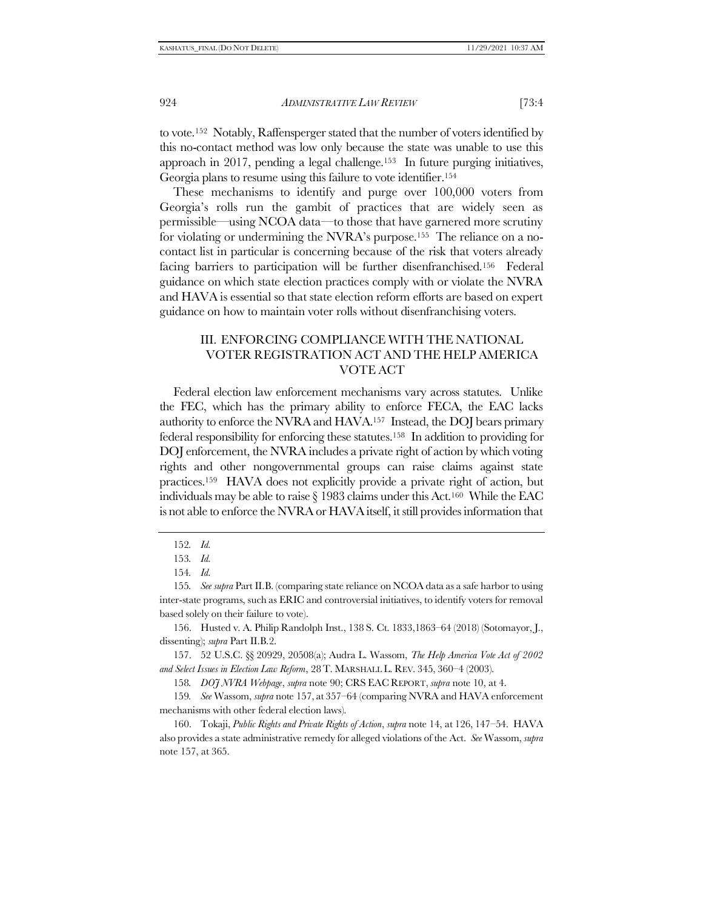to vote.[152] Notably, Raffensperger stated that the number of voters identified by this no-contact method was low only because the state was unable to use this approach in 2017, pending a legal challenge.[153] In future purging initiatives, Georgia plans to resume using this failure to vote identifier.[154]

These mechanisms to identify and purge over 100,000 voters from Georgia's rolls run the gambit of practices that are widely seen as permissible—using NCOA data—to those that have garnered more scrutiny for violating or undermining the NVRA's purpose.[155] The reliance on a no-contact list in particular is concerning because of the risk that voters already facing barriers to participation will be further disenfranchised.[156] Federal guidance on which state election practices comply with or violate the NVRA and HAVA is essential so that state election reform efforts are based on expert guidance on how to maintain voter rolls without disenfranchising voters.

## III. ENFORCING COMPLIANCE WITH THE NATIONAL VOTER REGISTRATION ACT AND THE HELP AMERICA VOTE ACT

Federal election law enforcement mechanisms vary across statutes. Unlike the FEC, which has the primary ability to enforce FECA, the EAC lacks authority to enforce the NVRA and HAVA.[157] Instead, the DOJ bears primary federal responsibility for enforcing these statutes.[158] In addition to providing for DOJ enforcement, the NVRA includes a private right of action by which voting rights and other nongovernmental groups can raise claims against state practices.[159] HAVA does not explicitly provide a private right of action, but individuals may be able to raise § 1983 claims under this Act.[160] While the EAC is not able to enforce the NVRA or HAVA itself, it still provides information that

---

152. *Id.*

153. *Id.*

154. *Id.*

155. *See supra* Part II.B. (comparing state reliance on NCOA data as a safe harbor to using inter-state programs, such as ERIC and controversial initiatives, to identify voters for removal based solely on their failure to vote).

156. Husted v. A. Philip Randolph Inst., 138 S. Ct. 1833,1863–64 (2018) (Sotomayor, J., dissenting); *supra* Part II.B.2.

157. 52 U.S.C. §§ 20929, 20508(a); Audra L. Wassom, *The Help America Vote Act of 2002 and Select Issues in Election Law Reform*, 28 T. MARSHALL L. REV. 345, 360–4 (2003).

158. *DOJ NVRA Webpage*, *supra* note 90; CRS EAC REPORT, *supra* note 10, at 4.

159. *See* Wassom, *supra* note 157, at 357–64 (comparing NVRA and HAVA enforcement mechanisms with other federal election laws).

160. Tokaji, *Public Rights and Private Rights of Action*, *supra* note 14, at 126, 147–54. HAVA also provides a state administrative remedy for alleged violations of the Act. *See* Wassom, *supra* note 157, at 365.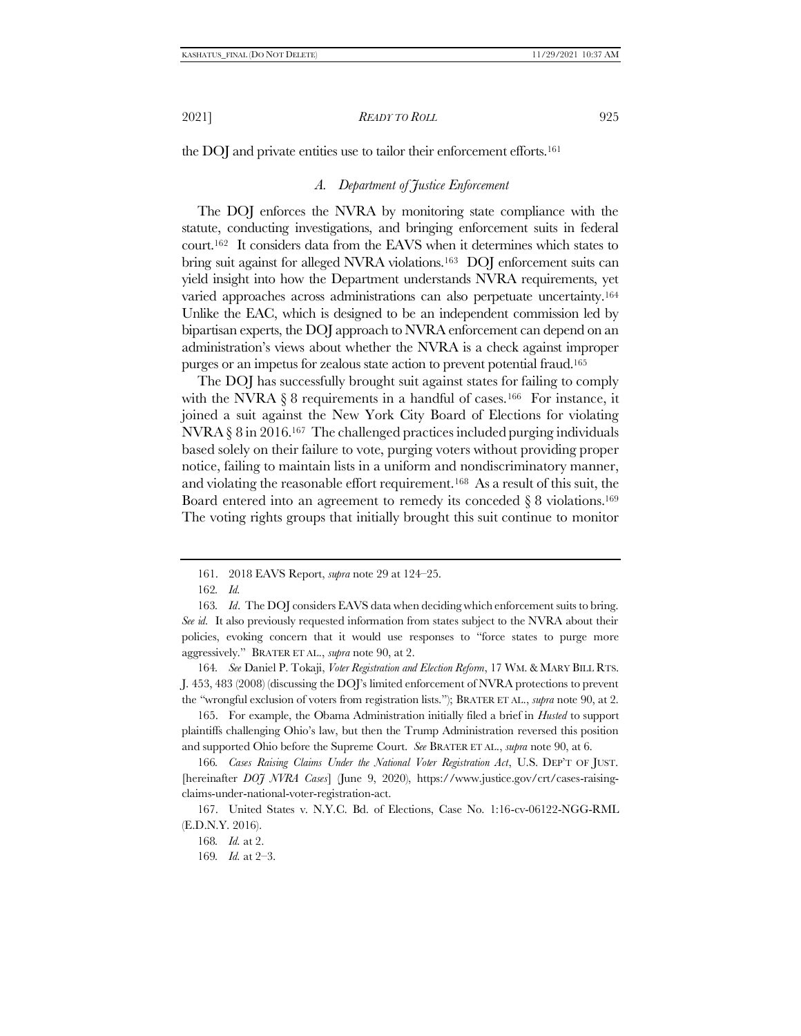the DOJ and private entities use to tailor their enforcement efforts.[161]

### *A. Department of Justice Enforcement*

The DOJ enforces the NVRA by monitoring state compliance with the statute, conducting investigations, and bringing enforcement suits in federal court.[162] It considers data from the EAVS when it determines which states to bring suit against for alleged NVRA violations.[163] DOJ enforcement suits can yield insight into how the Department understands NVRA requirements, yet varied approaches across administrations can also perpetuate uncertainty.[164] Unlike the EAC, which is designed to be an independent commission led by bipartisan experts, the DOJ approach to NVRA enforcement can depend on an administration's views about whether the NVRA is a check against improper purges or an impetus for zealous state action to prevent potential fraud.[165]

The DOJ has successfully brought suit against states for failing to comply with the NVRA § 8 requirements in a handful of cases.[166] For instance, it joined a suit against the New York City Board of Elections for violating NVRA § 8 in 2016.[167] The challenged practices included purging individuals based solely on their failure to vote, purging voters without providing proper notice, failing to maintain lists in a uniform and nondiscriminatory manner, and violating the reasonable effort requirement.[168] As a result of this suit, the Board entered into an agreement to remedy its conceded § 8 violations.[169] The voting rights groups that initially brought this suit continue to monitor

---

161. 2018 EAVS Report, *supra* note 29 at 124–25.

162. *Id.*

163. *Id*. The DOJ considers EAVS data when deciding which enforcement suits to bring. *See id.* It also previously requested information from states subject to the NVRA about their policies, evoking concern that it would use responses to "force states to purge more aggressively." BRATER ET AL., *supra* note 90, at 2.

164. *See* Daniel P. Tokaji, *Voter Registration and Election Reform*, 17 WM. & MARY BILL RTS. J. 453, 483 (2008) (discussing the DOJ's limited enforcement of NVRA protections to prevent the "wrongful exclusion of voters from registration lists."); BRATER ET AL., *supra* note 90, at 2.

165. For example, the Obama Administration initially filed a brief in *Husted* to support plaintiffs challenging Ohio's law, but then the Trump Administration reversed this position and supported Ohio before the Supreme Court. *See* BRATER ET AL., *supra* note 90, at 6.

166. *Cases Raising Claims Under the National Voter Registration Act*, U.S. DEP'T OF JUST. [hereinafter *DOJ NVRA Cases*] (June 9, 2020), https://www.justice.gov/crt/cases-raising-claims-under-national-voter-registration-act.

167. United States v. N.Y.C. Bd. of Elections, Case No. 1:16-cv-06122-NGG-RML (E.D.N.Y. 2016).

168. *Id.* at 2.

169. *Id.* at 2–3.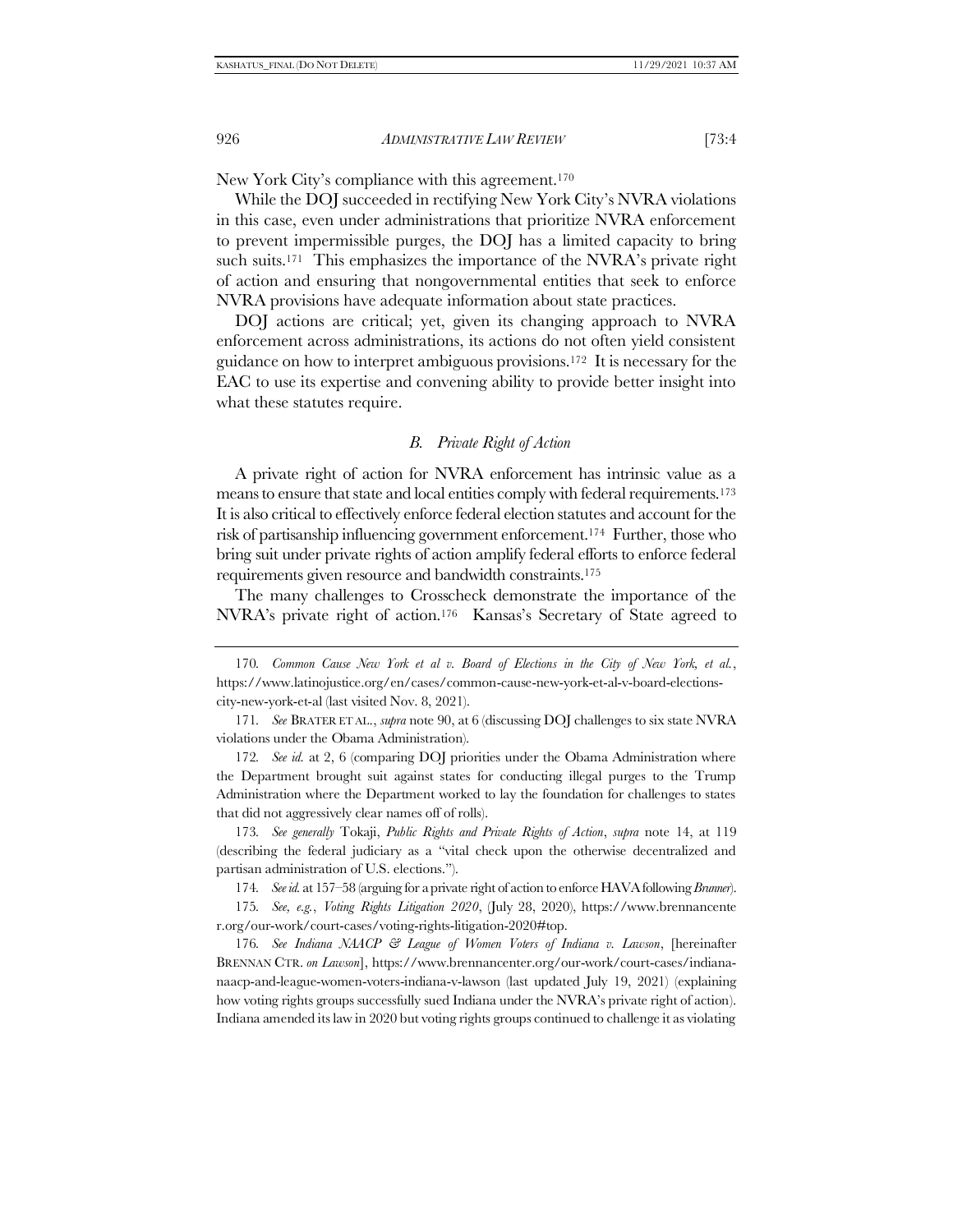New York City's compliance with this agreement.[170]

While the DOJ succeeded in rectifying New York City's NVRA violations in this case, even under administrations that prioritize NVRA enforcement to prevent impermissible purges, the DOJ has a limited capacity to bring such suits.[171] This emphasizes the importance of the NVRA's private right of action and ensuring that nongovernmental entities that seek to enforce NVRA provisions have adequate information about state practices.

DOJ actions are critical; yet, given its changing approach to NVRA enforcement across administrations, its actions do not often yield consistent guidance on how to interpret ambiguous provisions.[172] It is necessary for the EAC to use its expertise and convening ability to provide better insight into what these statutes require.

### *B. Private Right of Action*

A private right of action for NVRA enforcement has intrinsic value as a means to ensure that state and local entities comply with federal requirements.[173] It is also critical to effectively enforce federal election statutes and account for the risk of partisanship influencing government enforcement.[174] Further, those who bring suit under private rights of action amplify federal efforts to enforce federal requirements given resource and bandwidth constraints.[175]

The many challenges to Crosscheck demonstrate the importance of the NVRA's private right of action.[176] Kansas's Secretary of State agreed to

---

170. *Common Cause New York et al v. Board of Elections in the City of New York, et al.*, https://www.latinojustice.org/en/cases/common-cause-new-york-et-al-v-board-elections-city-new-york-et-al (last visited Nov. 8, 2021).

171. *See* BRATER ET AL., *supra* note 90, at 6 (discussing DOJ challenges to six state NVRA violations under the Obama Administration).

172. *See id.* at 2, 6 (comparing DOJ priorities under the Obama Administration where the Department brought suit against states for conducting illegal purges to the Trump Administration where the Department worked to lay the foundation for challenges to states that did not aggressively clear names off of rolls).

173. *See generally* Tokaji, *Public Rights and Private Rights of Action*, *supra* note 14, at 119 (describing the federal judiciary as a "vital check upon the otherwise decentralized and partisan administration of U.S. elections.").

174. *See id.* at 157–58 (arguing for a private right of action to enforce HAVA following *Brunner*).

175. *See, e.g.*, *Voting Rights Litigation 2020*, (July 28, 2020), https://www.brennancenter.org/our-work/court-cases/voting-rights-litigation-2020#top.

176. *See Indiana NAACP & League of Women Voters of Indiana v. Lawson*, [hereinafter BRENNAN CTR. *on Lawson*], https://www.brennancenter.org/our-work/court-cases/indiana-naacp-and-league-women-voters-indiana-v-lawson (last updated July 19, 2021) (explaining how voting rights groups successfully sued Indiana under the NVRA's private right of action). Indiana amended its law in 2020 but voting rights groups continued to challenge it as violating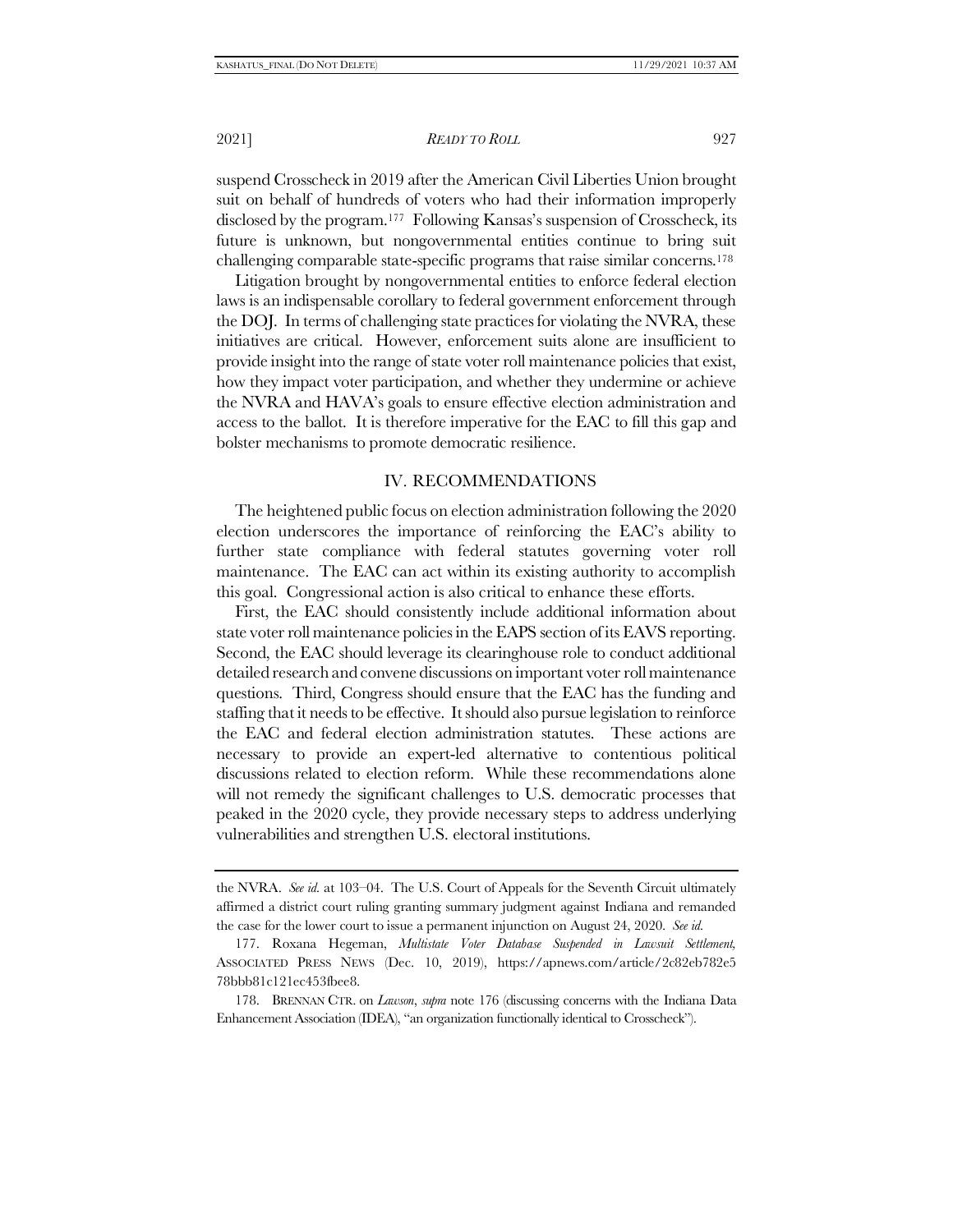suspend Crosscheck in 2019 after the American Civil Liberties Union brought suit on behalf of hundreds of voters who had their information improperly disclosed by the program.[177] Following Kansas's suspension of Crosscheck, its future is unknown, but nongovernmental entities continue to bring suit challenging comparable state-specific programs that raise similar concerns.[178]

Litigation brought by nongovernmental entities to enforce federal election laws is an indispensable corollary to federal government enforcement through the DOJ. In terms of challenging state practices for violating the NVRA, these initiatives are critical. However, enforcement suits alone are insufficient to provide insight into the range of state voter roll maintenance policies that exist, how they impact voter participation, and whether they undermine or achieve the NVRA and HAVA's goals to ensure effective election administration and access to the ballot. It is therefore imperative for the EAC to fill this gap and bolster mechanisms to promote democratic resilience.

## IV. RECOMMENDATIONS

The heightened public focus on election administration following the 2020 election underscores the importance of reinforcing the EAC's ability to further state compliance with federal statutes governing voter roll maintenance. The EAC can act within its existing authority to accomplish this goal. Congressional action is also critical to enhance these efforts.

First, the EAC should consistently include additional information about state voter roll maintenance policies in the EAPS section of its EAVS reporting. Second, the EAC should leverage its clearinghouse role to conduct additional detailed research and convene discussions on important voter roll maintenance questions. Third, Congress should ensure that the EAC has the funding and staffing that it needs to be effective. It should also pursue legislation to reinforce the EAC and federal election administration statutes. These actions are necessary to provide an expert-led alternative to contentious political discussions related to election reform. While these recommendations alone will not remedy the significant challenges to U.S. democratic processes that peaked in the 2020 cycle, they provide necessary steps to address underlying vulnerabilities and strengthen U.S. electoral institutions.

---

the NVRA. *See id.* at 103–04. The U.S. Court of Appeals for the Seventh Circuit ultimately affirmed a district court ruling granting summary judgment against Indiana and remanded the case for the lower court to issue a permanent injunction on August 24, 2020. *See id.*

177. Roxana Hegeman, *Multistate Voter Database Suspended in Lawsuit Settlement*, ASSOCIATED PRESS NEWS (Dec. 10, 2019), https://apnews.com/article/2c82eb782e578bbb81c121ec453fbee8.

178. BRENNAN CTR. on *Lawson*, *supra* note 176 (discussing concerns with the Indiana Data Enhancement Association (IDEA), "an organization functionally identical to Crosscheck").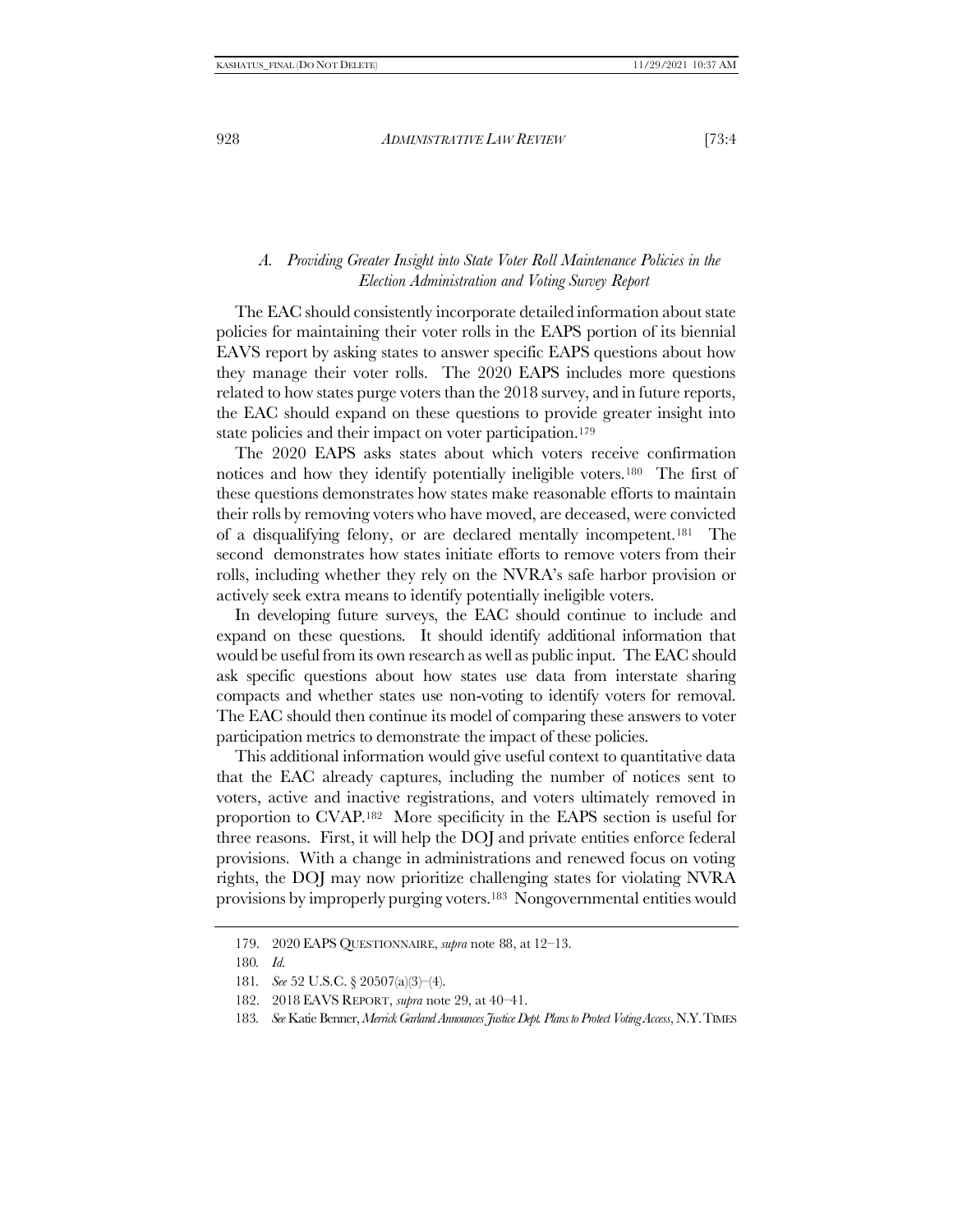### *A. Providing Greater Insight into State Voter Roll Maintenance Policies in the Election Administration and Voting Survey Report*

The EAC should consistently incorporate detailed information about state policies for maintaining their voter rolls in the EAPS portion of its biennial EAVS report by asking states to answer specific EAPS questions about how they manage their voter rolls. The 2020 EAPS includes more questions related to how states purge voters than the 2018 survey, and in future reports, the EAC should expand on these questions to provide greater insight into state policies and their impact on voter participation.[179]

The 2020 EAPS asks states about which voters receive confirmation notices and how they identify potentially ineligible voters.[180] The first of these questions demonstrates how states make reasonable efforts to maintain their rolls by removing voters who have moved, are deceased, were convicted of a disqualifying felony, or are declared mentally incompetent.[181] The second demonstrates how states initiate efforts to remove voters from their rolls, including whether they rely on the NVRA's safe harbor provision or actively seek extra means to identify potentially ineligible voters.

In developing future surveys, the EAC should continue to include and expand on these questions. It should identify additional information that would be useful from its own research as well as public input. The EAC should ask specific questions about how states use data from interstate sharing compacts and whether states use non-voting to identify voters for removal. The EAC should then continue its model of comparing these answers to voter participation metrics to demonstrate the impact of these policies.

This additional information would give useful context to quantitative data that the EAC already captures, including the number of notices sent to voters, active and inactive registrations, and voters ultimately removed in proportion to CVAP.[182] More specificity in the EAPS section is useful for three reasons. First, it will help the DOJ and private entities enforce federal provisions. With a change in administrations and renewed focus on voting rights, the DOJ may now prioritize challenging states for violating NVRA provisions by improperly purging voters.[183] Nongovernmental entities would

---

179. 2020 EAPS QUESTIONNAIRE, *supra* note 88, at 12–13.

180. *Id.*

181. *See* 52 U.S.C. § 20507(a)(3)–(4).

182. 2018 EAVS REPORT, *supra* note 29, at 40–41.

183. *See* Katie Benner, *Merrick Garland Announces Justice Dept. Plans to Protect Voting Access*, N.Y. TIMES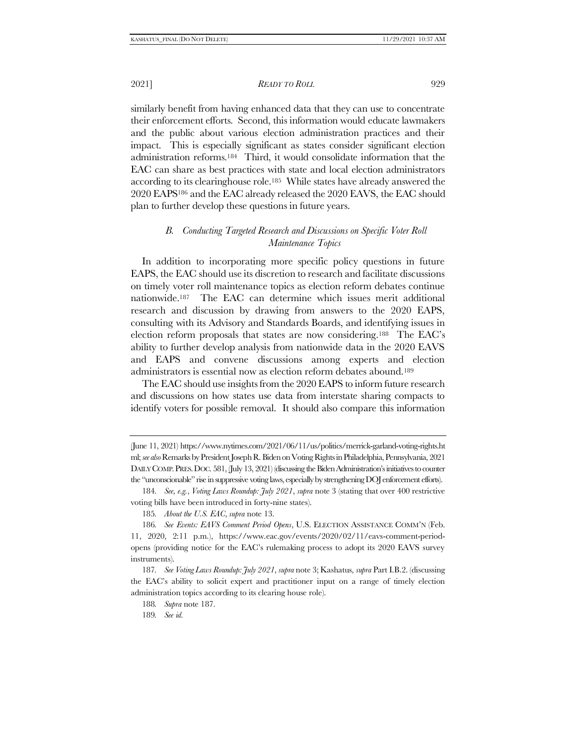similarly benefit from having enhanced data that they can use to concentrate their enforcement efforts. Second, this information would educate lawmakers and the public about various election administration practices and their impact. This is especially significant as states consider significant election administration reforms.[184] Third, it would consolidate information that the EAC can share as best practices with state and local election administrators according to its clearinghouse role.[185] While states have already answered the 2020 EAPS[186] and the EAC already released the 2020 EAVS, the EAC should plan to further develop these questions in future years.

### *B. Conducting Targeted Research and Discussions on Specific Voter Roll Maintenance Topics*

In addition to incorporating more specific policy questions in future EAPS, the EAC should use its discretion to research and facilitate discussions on timely voter roll maintenance topics as election reform debates continue nationwide.[187] The EAC can determine which issues merit additional research and discussion by drawing from answers to the 2020 EAPS, consulting with its Advisory and Standards Boards, and identifying issues in election reform proposals that states are now considering.[188] The EAC's ability to further develop analysis from nationwide data in the 2020 EAVS and EAPS and convene discussions among experts and election administrators is essential now as election reform debates abound.[189]

The EAC should use insights from the 2020 EAPS to inform future research and discussions on how states use data from interstate sharing compacts to identify voters for possible removal. It should also compare this information

---

(June 11, 2021) https://www.nytimes.com/2021/06/11/us/politics/merrick-garland-voting-rights.html; *see also* Remarks by President Joseph R. Biden on Voting Rights in Philadelphia, Pennsylvania, 2021 DAILY COMP. PRES. DOC. 581, (July 13, 2021) (discussing the Biden Administration's initiatives to counter the "unconscionable" rise in suppressive voting laws, especially by strengthening DOJ enforcement efforts).

184. *See, e.g.*, *Voting Laws Roundup: July 2021*, *supra* note 3 (stating that over 400 restrictive voting bills have been introduced in forty-nine states).

185. *About the U.S. EAC*, *supra* note 13.

186. *See Events: EAVS Comment Period Opens*, U.S. ELECTION ASSISTANCE COMM'N (Feb. 11, 2020, 2:11 p.m.), https://www.eac.gov/events/2020/02/11/eavs-comment-period-opens (providing notice for the EAC's rulemaking process to adopt its 2020 EAVS survey instruments).

187. *See Voting Laws Roundup: July 2021*, *supra* note 3; Kashatus, *supra* Part I.B.2. (discussing the EAC's ability to solicit expert and practitioner input on a range of timely election administration topics according to its clearing house role).

188. *Supra* note 187.

189. *See id.*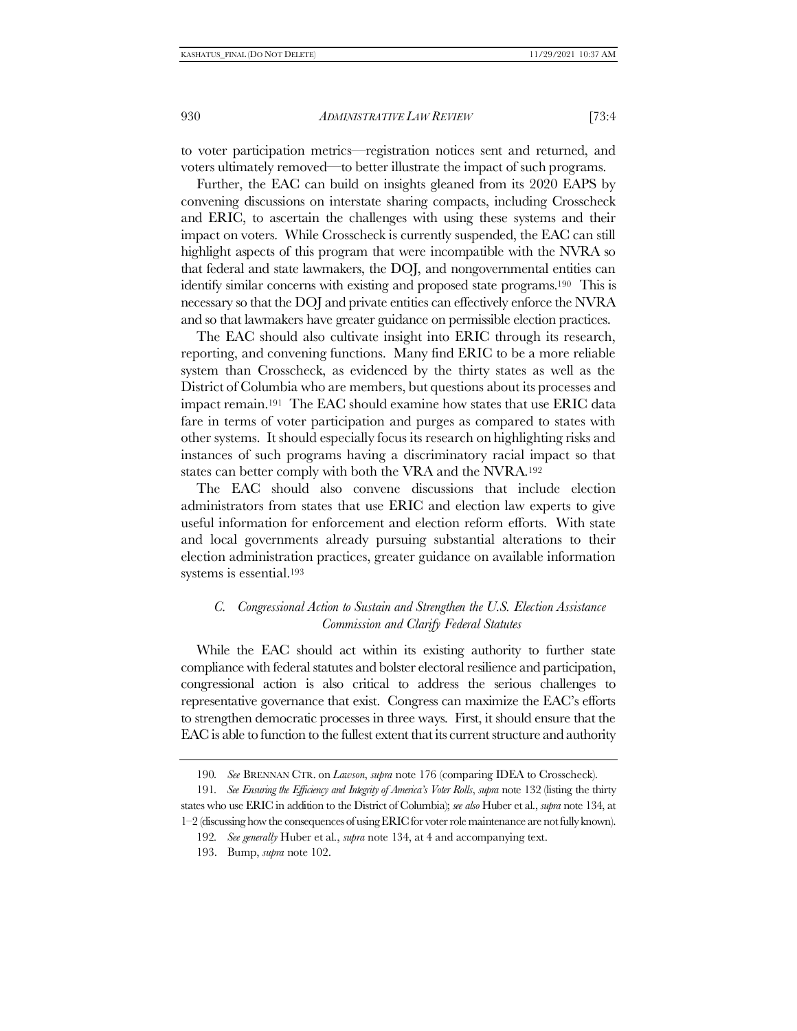to voter participation metrics—registration notices sent and returned, and voters ultimately removed—to better illustrate the impact of such programs.

Further, the EAC can build on insights gleaned from its 2020 EAPS by convening discussions on interstate sharing compacts, including Crosscheck and ERIC, to ascertain the challenges with using these systems and their impact on voters. While Crosscheck is currently suspended, the EAC can still highlight aspects of this program that were incompatible with the NVRA so that federal and state lawmakers, the DOJ, and nongovernmental entities can identify similar concerns with existing and proposed state programs.[190] This is necessary so that the DOJ and private entities can effectively enforce the NVRA and so that lawmakers have greater guidance on permissible election practices.

The EAC should also cultivate insight into ERIC through its research, reporting, and convening functions. Many find ERIC to be a more reliable system than Crosscheck, as evidenced by the thirty states as well as the District of Columbia who are members, but questions about its processes and impact remain.[191] The EAC should examine how states that use ERIC data fare in terms of voter participation and purges as compared to states with other systems. It should especially focus its research on highlighting risks and instances of such programs having a discriminatory racial impact so that states can better comply with both the VRA and the NVRA.[192]

The EAC should also convene discussions that include election administrators from states that use ERIC and election law experts to give useful information for enforcement and election reform efforts. With state and local governments already pursuing substantial alterations to their election administration practices, greater guidance on available information systems is essential.[193]

### *C. Congressional Action to Sustain and Strengthen the U.S. Election Assistance Commission and Clarify Federal Statutes*

While the EAC should act within its existing authority to further state compliance with federal statutes and bolster electoral resilience and participation, congressional action is also critical to address the serious challenges to representative governance that exist. Congress can maximize the EAC's efforts to strengthen democratic processes in three ways. First, it should ensure that the EAC is able to function to the fullest extent that its current structure and authority

---

190. *See* BRENNAN CTR. on *Lawson*, *supra* note 176 (comparing IDEA to Crosscheck).

191. *See Ensuring the Efficiency and Integrity of America's Voter Rolls*, *supra* note 132 (listing the thirty states who use ERIC in addition to the District of Columbia); *see also* Huber et al., *supra* note 134, at 1–2 (discussing how the consequences of using ERIC for voter role maintenance are not fully known).

192. *See generally* Huber et al., *supra* note 134, at 4 and accompanying text.

193. Bump, *supra* note 102.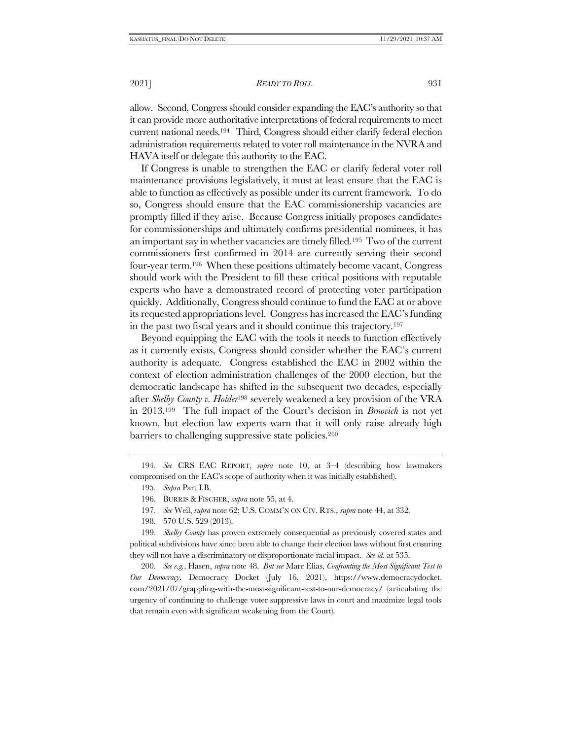allow. Second, Congress should consider expanding the EAC's authority so that it can provide more authoritative interpretations of federal requirements to meet current national needs.[194] Third, Congress should either clarify federal election administration requirements related to voter roll maintenance in the NVRA and HAVA itself or delegate this authority to the EAC.

If Congress is unable to strengthen the EAC or clarify federal voter roll maintenance provisions legislatively, it must at least ensure that the EAC is able to function as effectively as possible under its current framework. To do so, Congress should ensure that the EAC commissionership vacancies are promptly filled if they arise. Because Congress initially proposes candidates for commissionerships and ultimately confirms presidential nominees, it has an important say in whether vacancies are timely filled.[195] Two of the current commissioners first confirmed in 2014 are currently serving their second four-year term.[196] When these positions ultimately become vacant, Congress should work with the President to fill these critical positions with reputable experts who have a demonstrated record of protecting voter participation quickly. Additionally, Congress should continue to fund the EAC at or above its requested appropriations level. Congress has increased the EAC's funding in the past two fiscal years and it should continue this trajectory.[197]

Beyond equipping the EAC with the tools it needs to function effectively as it currently exists, Congress should consider whether the EAC's current authority is adequate. Congress established the EAC in 2002 within the context of election administration challenges of the 2000 election, but the democratic landscape has shifted in the subsequent two decades, especially after *Shelby County v. Holder*[198] severely weakened a key provision of the VRA in 2013.[199] The full impact of the Court's decision in *Brnovich* is not yet known, but election law experts warn that it will only raise already high barriers to challenging suppressive state policies.[200]

---

194. *See* CRS EAC REPORT, *supra* note 10, at 3–4 (describing how lawmakers compromised on the EAC's scope of authority when it was initially established).

195. *Supra* Part I.B.

196. BURRIS & FISCHER, *supra* note 55, at 4.

197. *See* Weil, *supra* note 62; U.S. COMM'N ON CIV. RTS., *supra* note 44, at 332.

198. 570 U.S. 529 (2013).

199. *Shelby County* has proven extremely consequential as previously covered states and political subdivisions have since been able to change their election laws without first ensuring they will not have a discriminatory or disproportionate racial impact. *See id.* at 535.

200. *See e.g.*, Hasen, *supra* note 48. *But see* Marc Elias, *Confronting the Most Significant Test to Our Democracy*, Democracy Docket (July 16, 2021), https://www.democracydocket.com/2021/07/grappling-with-the-most-significant-test-to-our-democracy/ (articulating the urgency of continuing to challenge voter suppressive laws in court and maximize legal tools that remain even with significant weakening from the Court).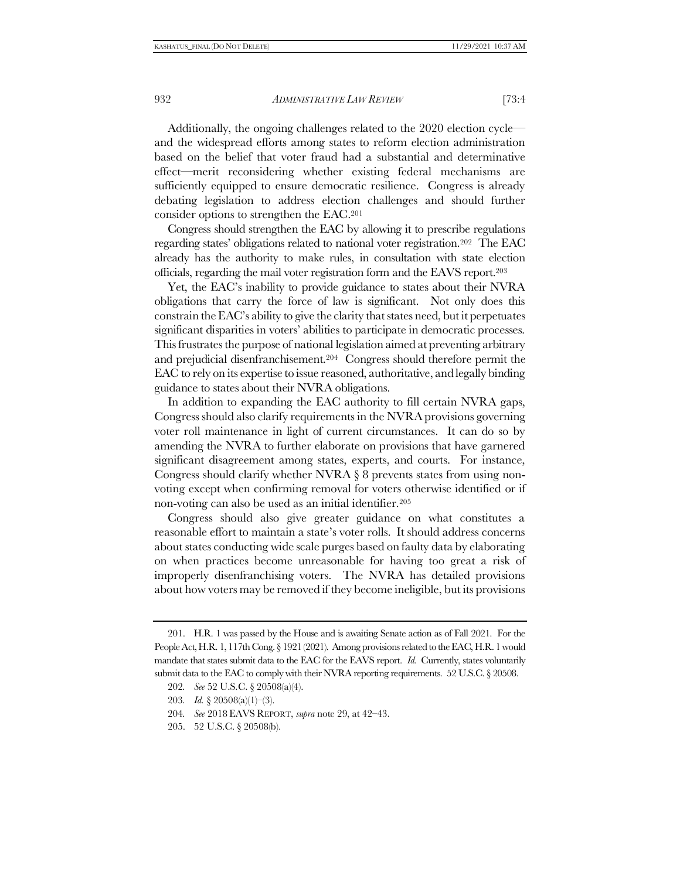Additionally, the ongoing challenges related to the 2020 election cycle—and the widespread efforts among states to reform election administration based on the belief that voter fraud had a substantial and determinative effect—merit reconsidering whether existing federal mechanisms are sufficiently equipped to ensure democratic resilience. Congress is already debating legislation to address election challenges and should further consider options to strengthen the EAC.[201]

Congress should strengthen the EAC by allowing it to prescribe regulations regarding states' obligations related to national voter registration.[202] The EAC already has the authority to make rules, in consultation with state election officials, regarding the mail voter registration form and the EAVS report.[203]

Yet, the EAC's inability to provide guidance to states about their NVRA obligations that carry the force of law is significant. Not only does this constrain the EAC's ability to give the clarity that states need, but it perpetuates significant disparities in voters' abilities to participate in democratic processes. This frustrates the purpose of national legislation aimed at preventing arbitrary and prejudicial disenfranchisement.[204] Congress should therefore permit the EAC to rely on its expertise to issue reasoned, authoritative, and legally binding guidance to states about their NVRA obligations.

In addition to expanding the EAC authority to fill certain NVRA gaps, Congress should also clarify requirements in the NVRA provisions governing voter roll maintenance in light of current circumstances. It can do so by amending the NVRA to further elaborate on provisions that have garnered significant disagreement among states, experts, and courts. For instance, Congress should clarify whether NVRA § 8 prevents states from using non-voting except when confirming removal for voters otherwise identified or if non-voting can also be used as an initial identifier.[205]

Congress should also give greater guidance on what constitutes a reasonable effort to maintain a state's voter rolls. It should address concerns about states conducting wide scale purges based on faulty data by elaborating on when practices become unreasonable for having too great a risk of improperly disenfranchising voters. The NVRA has detailed provisions about how voters may be removed if they become ineligible, but its provisions

---

201. H.R. 1 was passed by the House and is awaiting Senate action as of Fall 2021. For the People Act, H.R. 1, 117th Cong. § 1921 (2021). Among provisions related to the EAC, H.R. 1 would mandate that states submit data to the EAC for the EAVS report. *Id.* Currently, states voluntarily submit data to the EAC to comply with their NVRA reporting requirements. 52 U.S.C. § 20508.

202. *See* 52 U.S.C. § 20508(a)(4).

203. *Id.* § 20508(a)(1)–(3).

204. *See* 2018 EAVS REPORT, *supra* note 29, at 42–43.

205. 52 U.S.C. § 20508(b).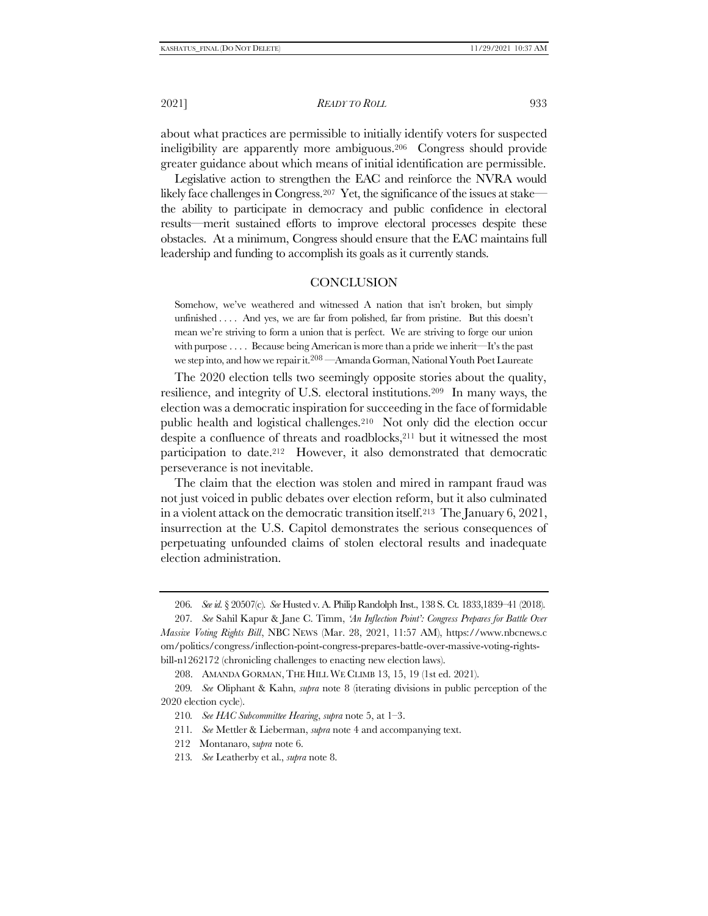about what practices are permissible to initially identify voters for suspected ineligibility are apparently more ambiguous.[206] Congress should provide greater guidance about which means of initial identification are permissible.

Legislative action to strengthen the EAC and reinforce the NVRA would likely face challenges in Congress.[207] Yet, the significance of the issues at stake—the ability to participate in democracy and public confidence in electoral results—merit sustained efforts to improve electoral processes despite these obstacles. At a minimum, Congress should ensure that the EAC maintains full leadership and funding to accomplish its goals as it currently stands.

## CONCLUSION

> Somehow, we've weathered and witnessed A nation that isn't broken, but simply unfinished . . . . And yes, we are far from polished, far from pristine. But this doesn't mean we're striving to form a union that is perfect. We are striving to forge our union with purpose . . . . Because being American is more than a pride we inherit—It's the past we step into, and how we repair it.[208] —Amanda Gorman, National Youth Poet Laureate

The 2020 election tells two seemingly opposite stories about the quality, resilience, and integrity of U.S. electoral institutions.[209] In many ways, the election was a democratic inspiration for succeeding in the face of formidable public health and logistical challenges.[210] Not only did the election occur despite a confluence of threats and roadblocks,[211] but it witnessed the most participation to date.[212] However, it also demonstrated that democratic perseverance is not inevitable.

The claim that the election was stolen and mired in rampant fraud was not just voiced in public debates over election reform, but it also culminated in a violent attack on the democratic transition itself.[213] The January 6, 2021, insurrection at the U.S. Capitol demonstrates the serious consequences of perpetuating unfounded claims of stolen electoral results and inadequate election administration.

---

206. *See id.* § 20507(c). *See* Husted v. A. Philip Randolph Inst., 138 S. Ct. 1833,1839–41 (2018).

207. *See* Sahil Kapur & Jane C. Timm, *'An Inflection Point': Congress Prepares for Battle Over Massive Voting Rights Bill*, NBC NEWS (Mar. 28, 2021, 11:57 AM), https://www.nbcnews.com/politics/congress/inflection-point-congress-prepares-battle-over-massive-voting-rights-bill-n1262172 (chronicling challenges to enacting new election laws).

208. AMANDA GORMAN, THE HILL WE CLIMB 13, 15, 19 (1st ed. 2021).

209. *See* Oliphant & Kahn, *supra* note 8 (iterating divisions in public perception of the 2020 election cycle).

210. *See HAC Subcommittee Hearing*, *supra* note 5, at 1–3.

211. *See* Mettler & Lieberman, *supra* note 4 and accompanying text.

212 Montanaro, s*upra* note 6.

213. *See* Leatherby et al., *supra* note 8.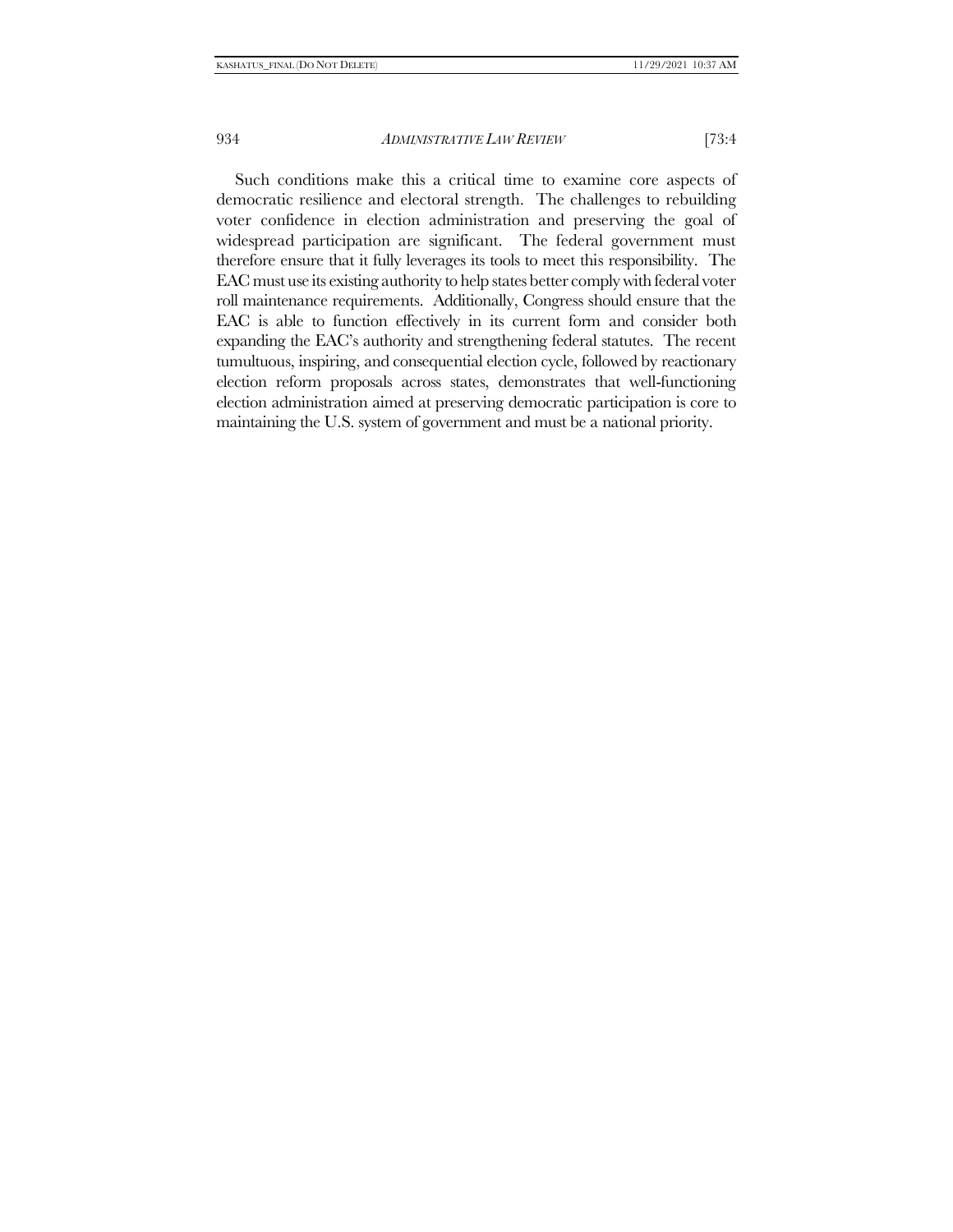Such conditions make this a critical time to examine core aspects of democratic resilience and electoral strength. The challenges to rebuilding voter confidence in election administration and preserving the goal of widespread participation are significant. The federal government must therefore ensure that it fully leverages its tools to meet this responsibility. The EAC must use its existing authority to help states better comply with federal voter roll maintenance requirements. Additionally, Congress should ensure that the EAC is able to function effectively in its current form and consider both expanding the EAC's authority and strengthening federal statutes. The recent tumultuous, inspiring, and consequential election cycle, followed by reactionary election reform proposals across states, demonstrates that well-functioning election administration aimed at preserving democratic participation is core to maintaining the U.S. system of government and must be a national priority.